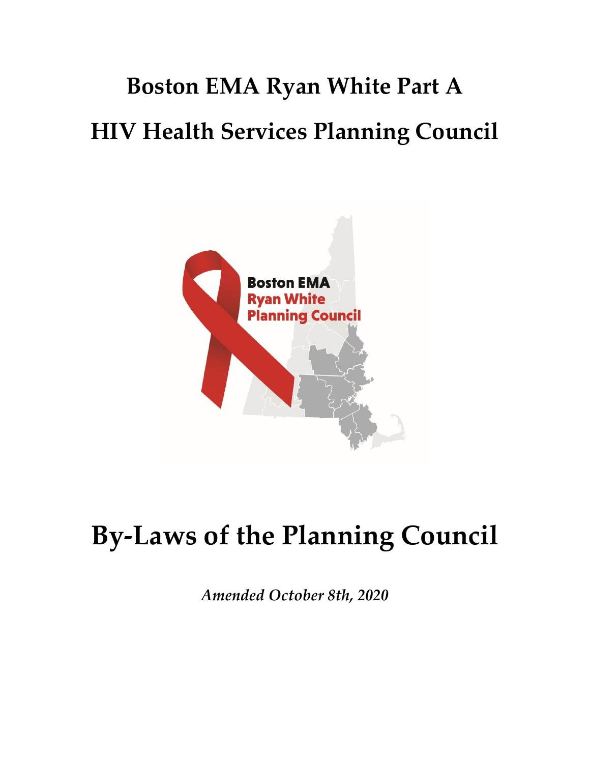# Boston EMA Ryan White Part A

# HIV Health Services Planning Council

# By-Laws of the Planning Council

*Amended October 8th, 2020*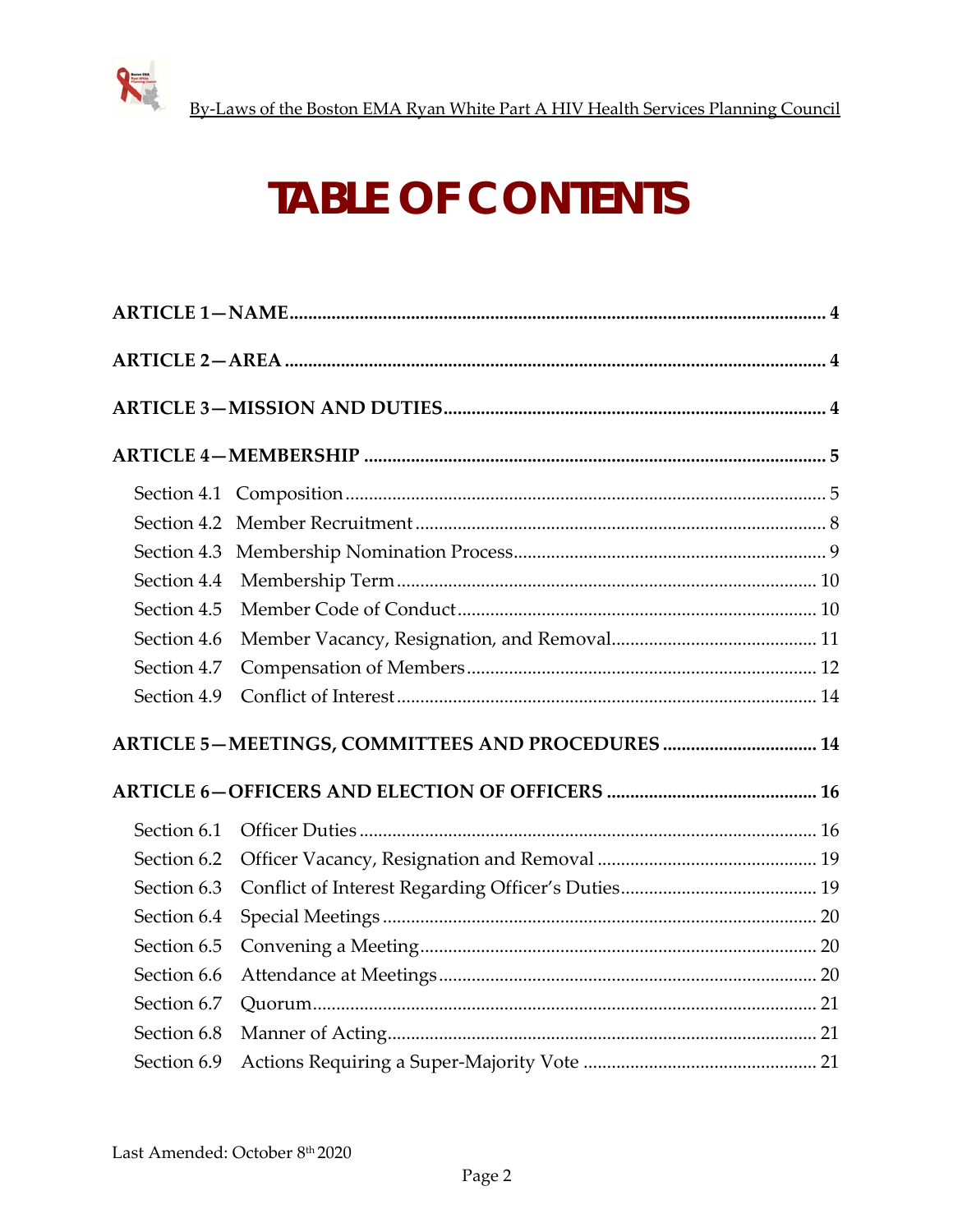# TABLE OF CONTENTS

**ARTICLE 1—NAME** ..... **4**

**ARTICLE 2—AREA** ..... **4**

**ARTICLE 3—MISSION AND DUTIES** ..... **4**

**ARTICLE 4—MEMBERSHIP** ..... **5**

- Section 4.1 Composition ..... 5
- Section 4.2 Member Recruitment ..... 8
- Section 4.3 Membership Nomination Process ..... 9
- Section 4.4 Membership Term ..... 10
- Section 4.5 Member Code of Conduct ..... 10
- Section 4.6 Member Vacancy, Resignation, and Removal ..... 11
- Section 4.7 Compensation of Members ..... 12
- Section 4.9 Conflict of Interest ..... 14

**ARTICLE 5—MEETINGS, COMMITTEES AND PROCEDURES** ..... **14**

**ARTICLE 6—OFFICERS AND ELECTION OF OFFICERS** ..... **16**

- Section 6.1 Officer Duties ..... 16
- Section 6.2 Officer Vacancy, Resignation and Removal ..... 19
- Section 6.3 Conflict of Interest Regarding Officer's Duties ..... 19
- Section 6.4 Special Meetings ..... 20
- Section 6.5 Convening a Meeting ..... 20
- Section 6.6 Attendance at Meetings ..... 20
- Section 6.7 Quorum ..... 21
- Section 6.8 Manner of Acting ..... 21
- Section 6.9 Actions Requiring a Super-Majority Vote ..... 21

Last Amended: October 8th 2020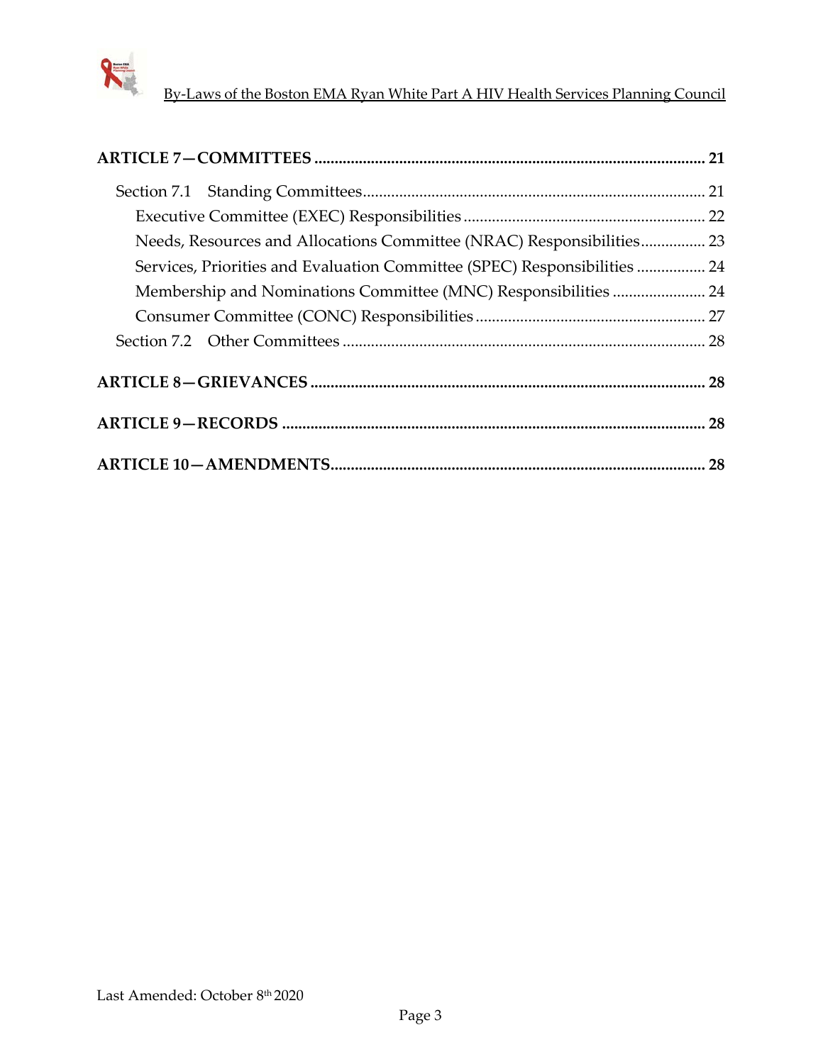**ARTICLE 7—COMMITTEES** ........ 21

- Section 7.1 Standing Committees ........ 21
  - Executive Committee (EXEC) Responsibilities ........ 22
  - Needs, Resources and Allocations Committee (NRAC) Responsibilities ........ 23
  - Services, Priorities and Evaluation Committee (SPEC) Responsibilities ........ 24
  - Membership and Nominations Committee (MNC) Responsibilities ........ 24
  - Consumer Committee (CONC) Responsibilities ........ 27
- Section 7.2 Other Committees ........ 28

**ARTICLE 8—GRIEVANCES** ........ 28

**ARTICLE 9—RECORDS** ........ 28

**ARTICLE 10—AMENDMENTS** ........ 28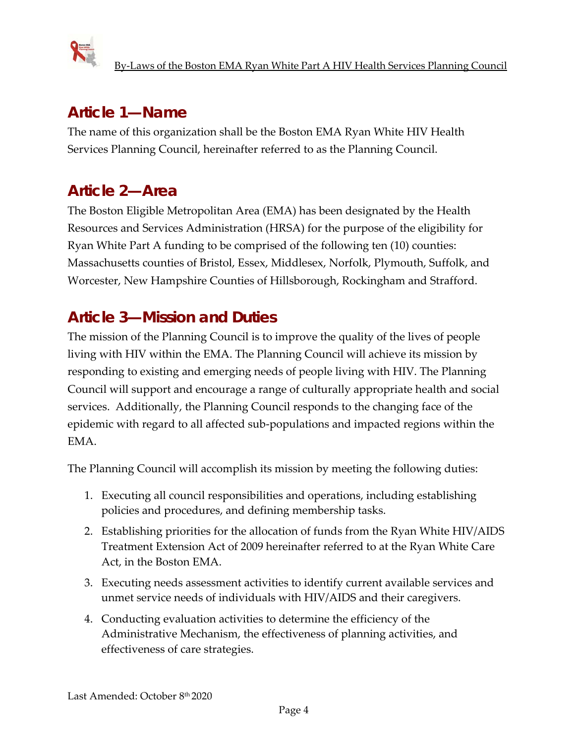## Article 1—Name

The name of this organization shall be the Boston EMA Ryan White HIV Health Services Planning Council, hereinafter referred to as the Planning Council.

## Article 2—Area

The Boston Eligible Metropolitan Area (EMA) has been designated by the Health Resources and Services Administration (HRSA) for the purpose of the eligibility for Ryan White Part A funding to be comprised of the following ten (10) counties: Massachusetts counties of Bristol, Essex, Middlesex, Norfolk, Plymouth, Suffolk, and Worcester, New Hampshire Counties of Hillsborough, Rockingham and Strafford.

## Article 3—Mission and Duties

The mission of the Planning Council is to improve the quality of the lives of people living with HIV within the EMA. The Planning Council will achieve its mission by responding to existing and emerging needs of people living with HIV. The Planning Council will support and encourage a range of culturally appropriate health and social services. Additionally, the Planning Council responds to the changing face of the epidemic with regard to all affected sub-populations and impacted regions within the EMA.

The Planning Council will accomplish its mission by meeting the following duties:

1. Executing all council responsibilities and operations, including establishing policies and procedures, and defining membership tasks.
2. Establishing priorities for the allocation of funds from the Ryan White HIV/AIDS Treatment Extension Act of 2009 hereinafter referred to at the Ryan White Care Act, in the Boston EMA.
3. Executing needs assessment activities to identify current available services and unmet service needs of individuals with HIV/AIDS and their caregivers.
4. Conducting evaluation activities to determine the efficiency of the Administrative Mechanism, the effectiveness of planning activities, and effectiveness of care strategies.

Last Amended: October 8th 2020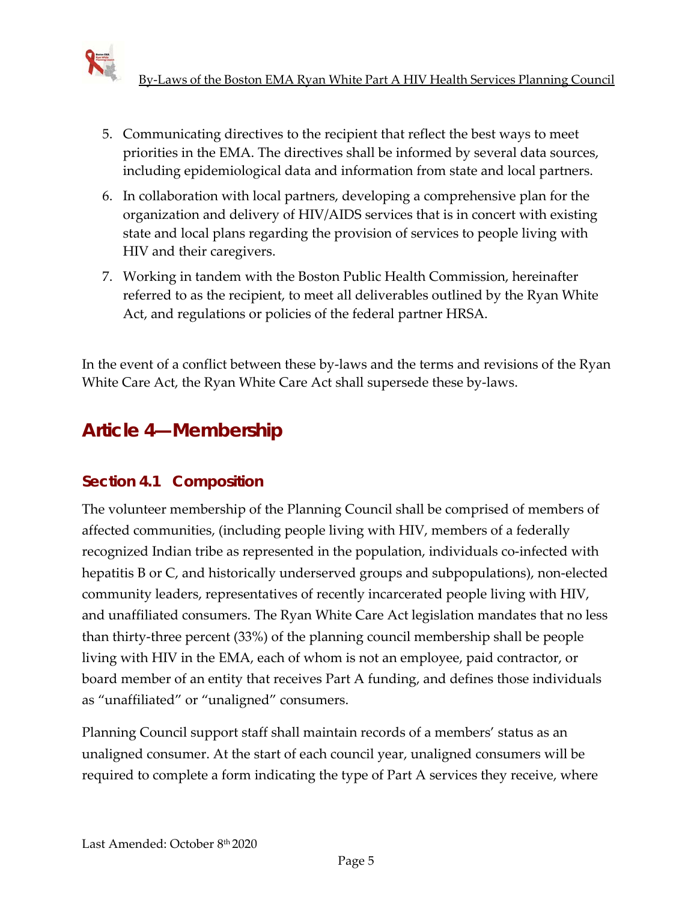5. Communicating directives to the recipient that reflect the best ways to meet priorities in the EMA. The directives shall be informed by several data sources, including epidemiological data and information from state and local partners.
6. In collaboration with local partners, developing a comprehensive plan for the organization and delivery of HIV/AIDS services that is in concert with existing state and local plans regarding the provision of services to people living with HIV and their caregivers.
7. Working in tandem with the Boston Public Health Commission, hereinafter referred to as the recipient, to meet all deliverables outlined by the Ryan White Act, and regulations or policies of the federal partner HRSA.

In the event of a conflict between these by-laws and the terms and revisions of the Ryan White Care Act, the Ryan White Care Act shall supersede these by-laws.

## Article 4—Membership

### Section 4.1 Composition

The volunteer membership of the Planning Council shall be comprised of members of affected communities, (including people living with HIV, members of a federally recognized Indian tribe as represented in the population, individuals co-infected with hepatitis B or C, and historically underserved groups and subpopulations), non-elected community leaders, representatives of recently incarcerated people living with HIV, and unaffiliated consumers. The Ryan White Care Act legislation mandates that no less than thirty-three percent (33%) of the planning council membership shall be people living with HIV in the EMA, each of whom is not an employee, paid contractor, or board member of an entity that receives Part A funding, and defines those individuals as "unaffiliated" or "unaligned" consumers.

Planning Council support staff shall maintain records of a members' status as an unaligned consumer. At the start of each council year, unaligned consumers will be required to complete a form indicating the type of Part A services they receive, where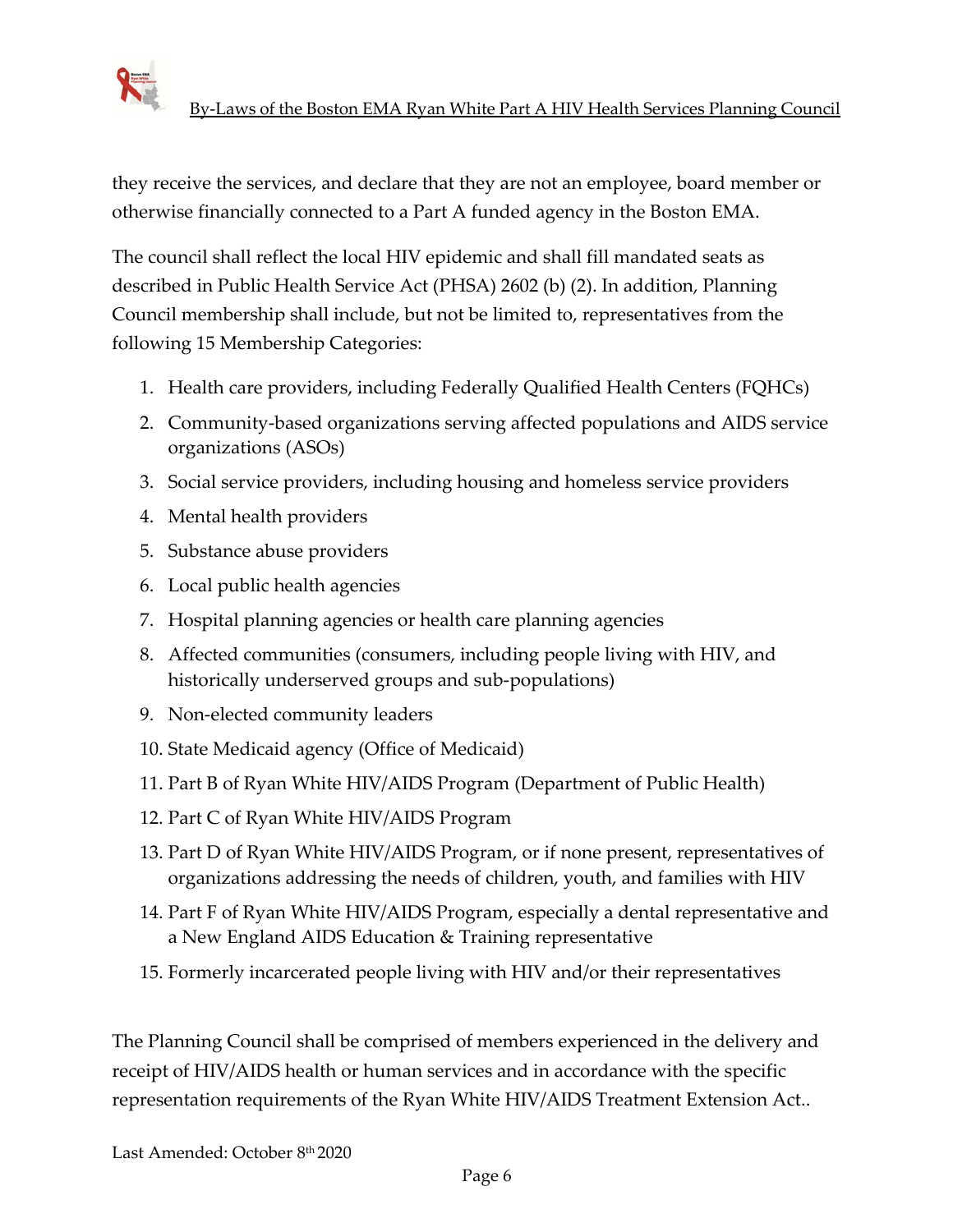they receive the services, and declare that they are not an employee, board member or otherwise financially connected to a Part A funded agency in the Boston EMA.

The council shall reflect the local HIV epidemic and shall fill mandated seats as described in Public Health Service Act (PHSA) 2602 (b) (2). In addition, Planning Council membership shall include, but not be limited to, representatives from the following 15 Membership Categories:

1. Health care providers, including Federally Qualified Health Centers (FQHCs)
2. Community-based organizations serving affected populations and AIDS service organizations (ASOs)
3. Social service providers, including housing and homeless service providers
4. Mental health providers
5. Substance abuse providers
6. Local public health agencies
7. Hospital planning agencies or health care planning agencies
8. Affected communities (consumers, including people living with HIV, and historically underserved groups and sub-populations)
9. Non-elected community leaders
10. State Medicaid agency (Office of Medicaid)
11. Part B of Ryan White HIV/AIDS Program (Department of Public Health)
12. Part C of Ryan White HIV/AIDS Program
13. Part D of Ryan White HIV/AIDS Program, or if none present, representatives of organizations addressing the needs of children, youth, and families with HIV
14. Part F of Ryan White HIV/AIDS Program, especially a dental representative and a New England AIDS Education & Training representative
15. Formerly incarcerated people living with HIV and/or their representatives

The Planning Council shall be comprised of members experienced in the delivery and receipt of HIV/AIDS health or human services and in accordance with the specific representation requirements of the Ryan White HIV/AIDS Treatment Extension Act..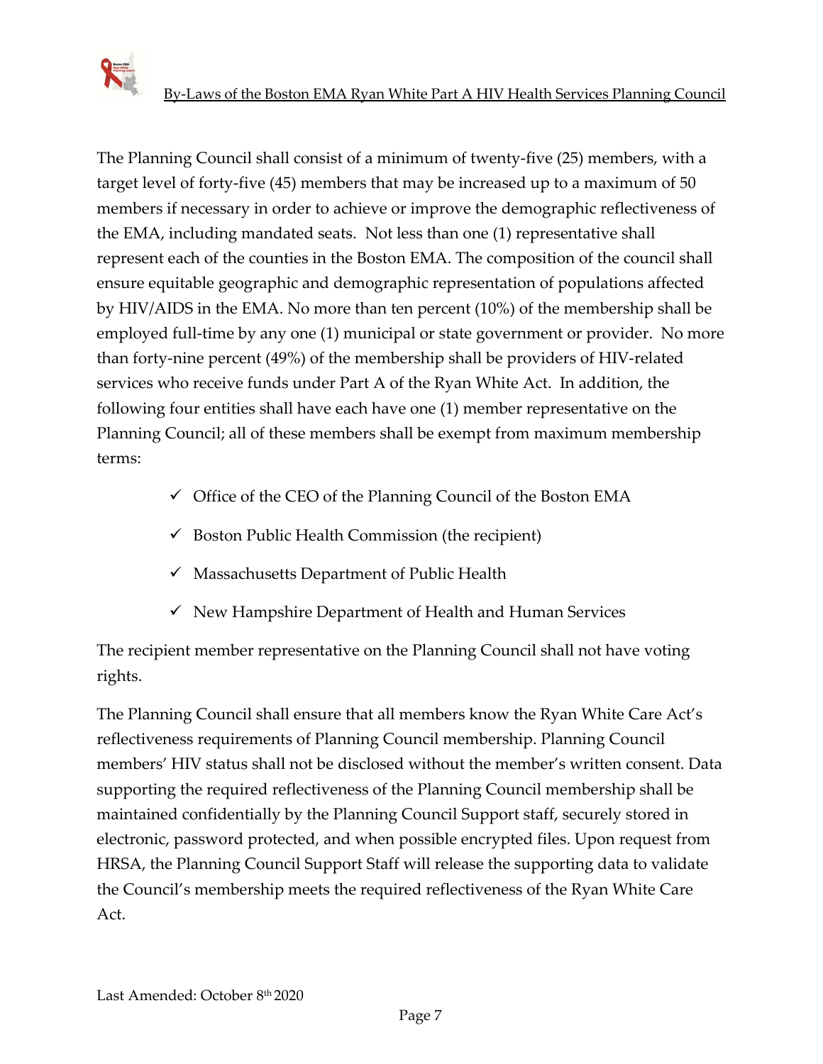The Planning Council shall consist of a minimum of twenty-five (25) members, with a target level of forty-five (45) members that may be increased up to a maximum of 50 members if necessary in order to achieve or improve the demographic reflectiveness of the EMA, including mandated seats. Not less than one (1) representative shall represent each of the counties in the Boston EMA. The composition of the council shall ensure equitable geographic and demographic representation of populations affected by HIV/AIDS in the EMA. No more than ten percent (10%) of the membership shall be employed full-time by any one (1) municipal or state government or provider. No more than forty-nine percent (49%) of the membership shall be providers of HIV-related services who receive funds under Part A of the Ryan White Act. In addition, the following four entities shall have each have one (1) member representative on the Planning Council; all of these members shall be exempt from maximum membership terms:

- ✓ Office of the CEO of the Planning Council of the Boston EMA
- ✓ Boston Public Health Commission (the recipient)
- ✓ Massachusetts Department of Public Health
- ✓ New Hampshire Department of Health and Human Services

The recipient member representative on the Planning Council shall not have voting rights.

The Planning Council shall ensure that all members know the Ryan White Care Act's reflectiveness requirements of Planning Council membership. Planning Council members' HIV status shall not be disclosed without the member's written consent. Data supporting the required reflectiveness of the Planning Council membership shall be maintained confidentially by the Planning Council Support staff, securely stored in electronic, password protected, and when possible encrypted files. Upon request from HRSA, the Planning Council Support Staff will release the supporting data to validate the Council's membership meets the required reflectiveness of the Ryan White Care Act.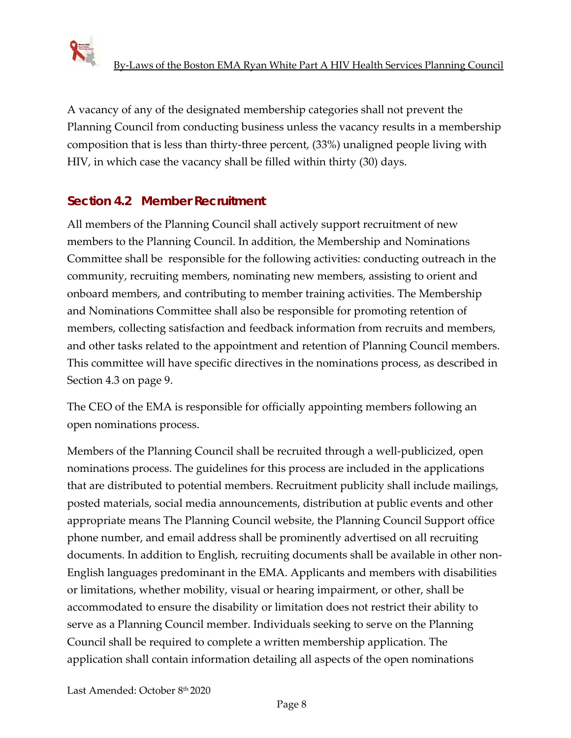A vacancy of any of the designated membership categories shall not prevent the Planning Council from conducting business unless the vacancy results in a membership composition that is less than thirty-three percent, (33%) unaligned people living with HIV, in which case the vacancy shall be filled within thirty (30) days.

## Section 4.2 Member Recruitment

All members of the Planning Council shall actively support recruitment of new members to the Planning Council. In addition, the Membership and Nominations Committee shall be responsible for the following activities: conducting outreach in the community, recruiting members, nominating new members, assisting to orient and onboard members, and contributing to member training activities. The Membership and Nominations Committee shall also be responsible for promoting retention of members, collecting satisfaction and feedback information from recruits and members, and other tasks related to the appointment and retention of Planning Council members. This committee will have specific directives in the nominations process, as described in Section 4.3 on page 9.

The CEO of the EMA is responsible for officially appointing members following an open nominations process.

Members of the Planning Council shall be recruited through a well-publicized, open nominations process. The guidelines for this process are included in the applications that are distributed to potential members. Recruitment publicity shall include mailings, posted materials, social media announcements, distribution at public events and other appropriate means The Planning Council website, the Planning Council Support office phone number, and email address shall be prominently advertised on all recruiting documents. In addition to English, recruiting documents shall be available in other non-English languages predominant in the EMA. Applicants and members with disabilities or limitations, whether mobility, visual or hearing impairment, or other, shall be accommodated to ensure the disability or limitation does not restrict their ability to serve as a Planning Council member. Individuals seeking to serve on the Planning Council shall be required to complete a written membership application. The application shall contain information detailing all aspects of the open nominations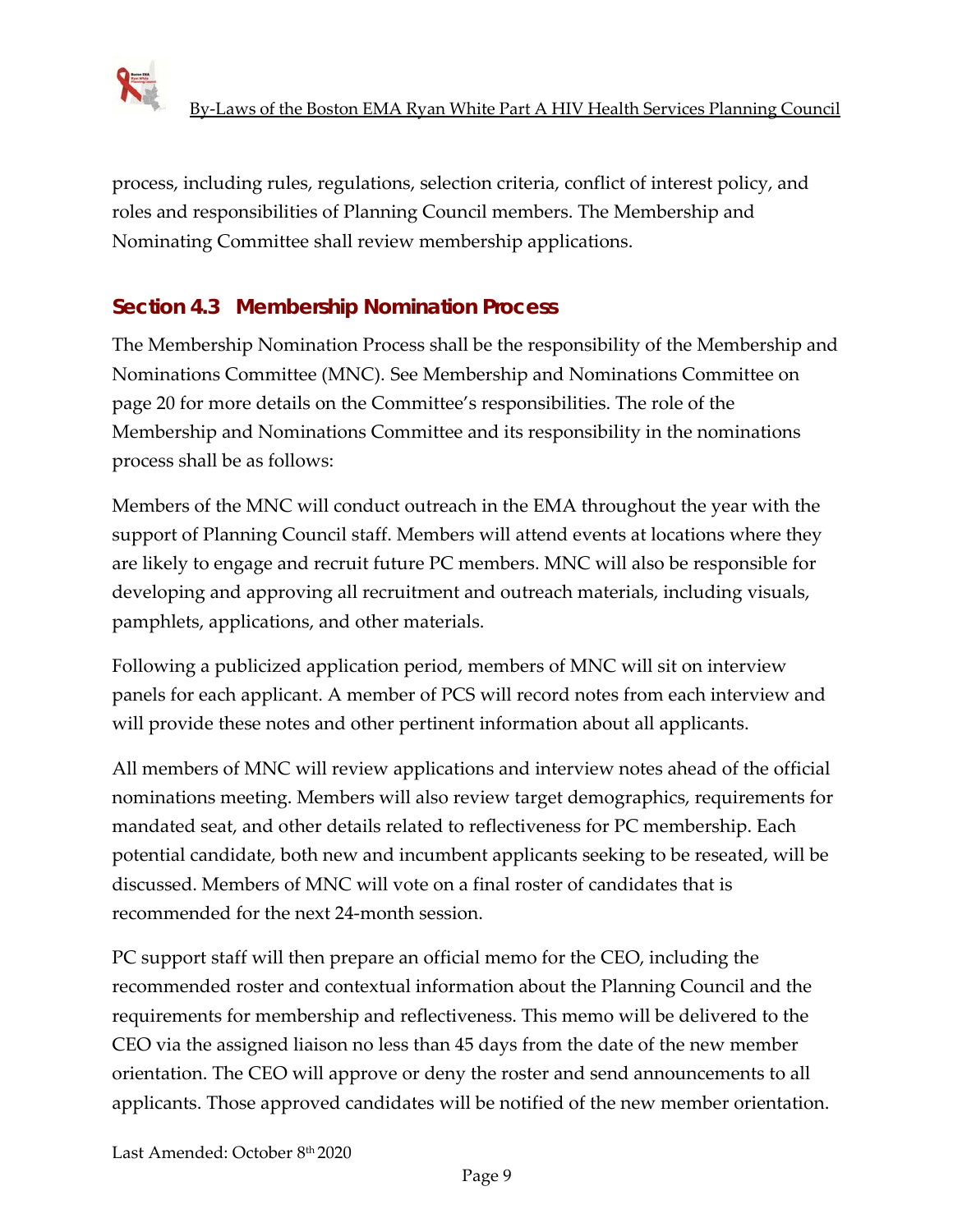process, including rules, regulations, selection criteria, conflict of interest policy, and roles and responsibilities of Planning Council members. The Membership and Nominating Committee shall review membership applications.

### Section 4.3 Membership Nomination Process

The Membership Nomination Process shall be the responsibility of the Membership and Nominations Committee (MNC). See Membership and Nominations Committee on page 20 for more details on the Committee's responsibilities. The role of the Membership and Nominations Committee and its responsibility in the nominations process shall be as follows:

Members of the MNC will conduct outreach in the EMA throughout the year with the support of Planning Council staff. Members will attend events at locations where they are likely to engage and recruit future PC members. MNC will also be responsible for developing and approving all recruitment and outreach materials, including visuals, pamphlets, applications, and other materials.

Following a publicized application period, members of MNC will sit on interview panels for each applicant. A member of PCS will record notes from each interview and will provide these notes and other pertinent information about all applicants.

All members of MNC will review applications and interview notes ahead of the official nominations meeting. Members will also review target demographics, requirements for mandated seat, and other details related to reflectiveness for PC membership. Each potential candidate, both new and incumbent applicants seeking to be reseated, will be discussed. Members of MNC will vote on a final roster of candidates that is recommended for the next 24-month session.

PC support staff will then prepare an official memo for the CEO, including the recommended roster and contextual information about the Planning Council and the requirements for membership and reflectiveness. This memo will be delivered to the CEO via the assigned liaison no less than 45 days from the date of the new member orientation. The CEO will approve or deny the roster and send announcements to all applicants. Those approved candidates will be notified of the new member orientation.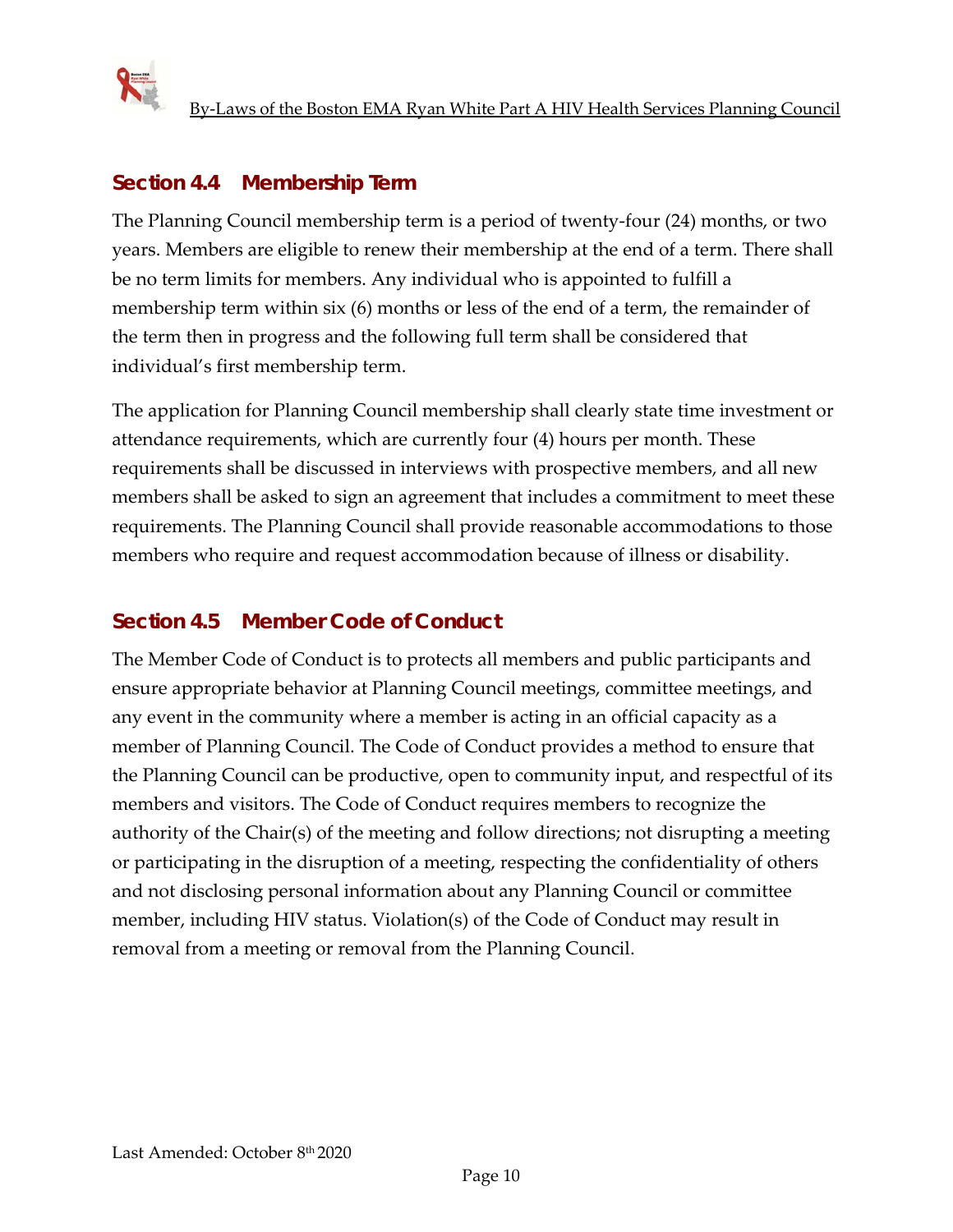## Section 4.4 Membership Term

The Planning Council membership term is a period of twenty-four (24) months, or two years. Members are eligible to renew their membership at the end of a term. There shall be no term limits for members. Any individual who is appointed to fulfill a membership term within six (6) months or less of the end of a term, the remainder of the term then in progress and the following full term shall be considered that individual's first membership term.

The application for Planning Council membership shall clearly state time investment or attendance requirements, which are currently four (4) hours per month. These requirements shall be discussed in interviews with prospective members, and all new members shall be asked to sign an agreement that includes a commitment to meet these requirements. The Planning Council shall provide reasonable accommodations to those members who require and request accommodation because of illness or disability.

## Section 4.5 Member Code of Conduct

The Member Code of Conduct is to protects all members and public participants and ensure appropriate behavior at Planning Council meetings, committee meetings, and any event in the community where a member is acting in an official capacity as a member of Planning Council. The Code of Conduct provides a method to ensure that the Planning Council can be productive, open to community input, and respectful of its members and visitors. The Code of Conduct requires members to recognize the authority of the Chair(s) of the meeting and follow directions; not disrupting a meeting or participating in the disruption of a meeting, respecting the confidentiality of others and not disclosing personal information about any Planning Council or committee member, including HIV status. Violation(s) of the Code of Conduct may result in removal from a meeting or removal from the Planning Council.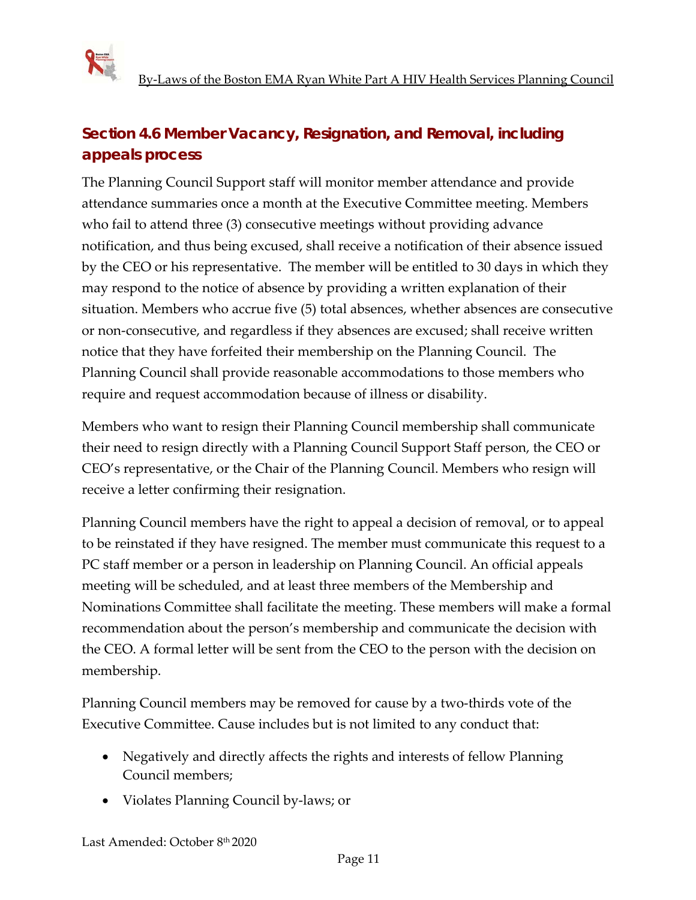## Section 4.6 Member Vacancy, Resignation, and Removal, including appeals process

The Planning Council Support staff will monitor member attendance and provide attendance summaries once a month at the Executive Committee meeting. Members who fail to attend three (3) consecutive meetings without providing advance notification, and thus being excused, shall receive a notification of their absence issued by the CEO or his representative. The member will be entitled to 30 days in which they may respond to the notice of absence by providing a written explanation of their situation. Members who accrue five (5) total absences, whether absences are consecutive or non-consecutive, and regardless if they absences are excused; shall receive written notice that they have forfeited their membership on the Planning Council. The Planning Council shall provide reasonable accommodations to those members who require and request accommodation because of illness or disability.

Members who want to resign their Planning Council membership shall communicate their need to resign directly with a Planning Council Support Staff person, the CEO or CEO's representative, or the Chair of the Planning Council. Members who resign will receive a letter confirming their resignation.

Planning Council members have the right to appeal a decision of removal, or to appeal to be reinstated if they have resigned. The member must communicate this request to a PC staff member or a person in leadership on Planning Council. An official appeals meeting will be scheduled, and at least three members of the Membership and Nominations Committee shall facilitate the meeting. These members will make a formal recommendation about the person's membership and communicate the decision with the CEO. A formal letter will be sent from the CEO to the person with the decision on membership.

Planning Council members may be removed for cause by a two-thirds vote of the Executive Committee. Cause includes but is not limited to any conduct that:

- Negatively and directly affects the rights and interests of fellow Planning Council members;
- Violates Planning Council by-laws; or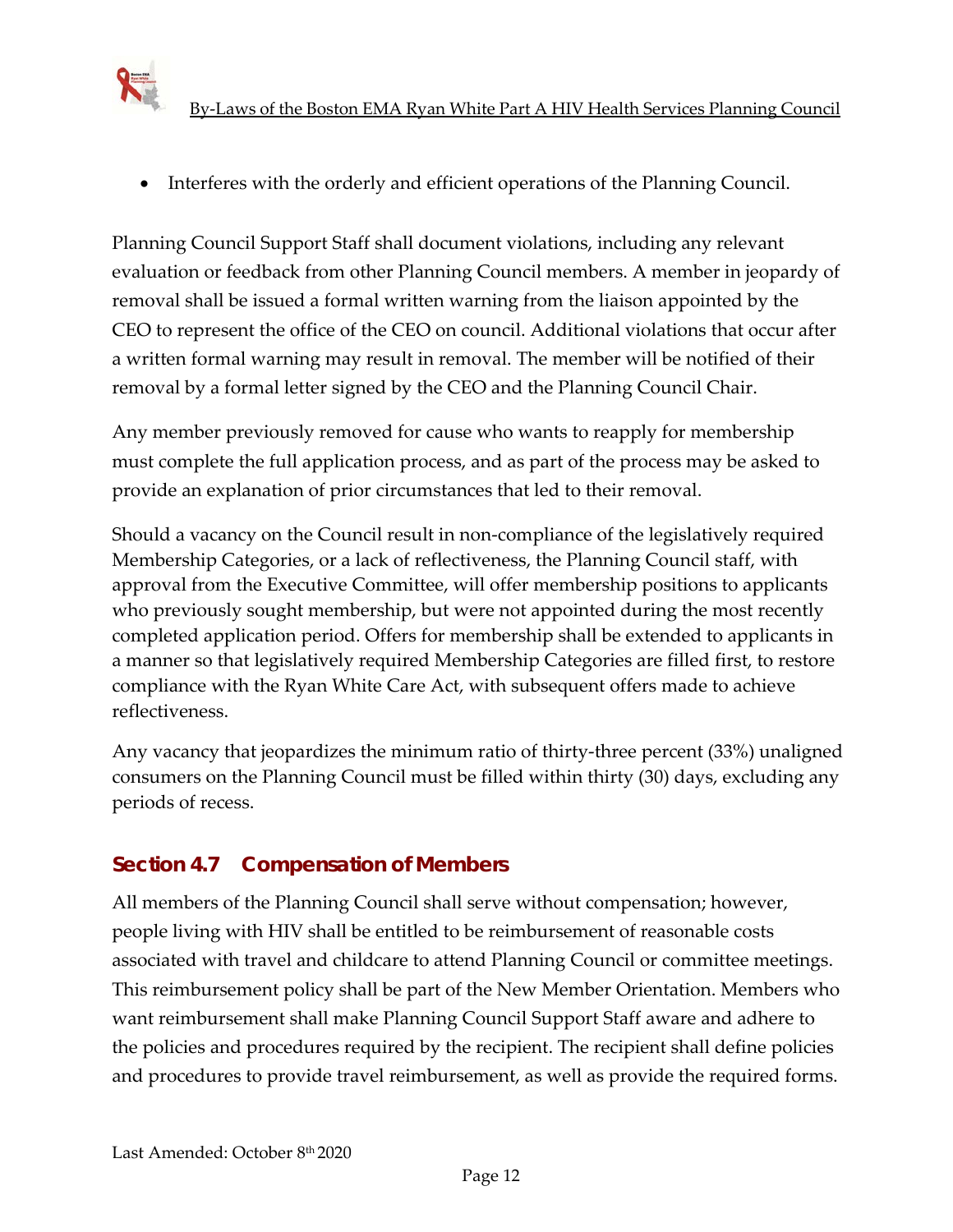- Interferes with the orderly and efficient operations of the Planning Council.

Planning Council Support Staff shall document violations, including any relevant evaluation or feedback from other Planning Council members. A member in jeopardy of removal shall be issued a formal written warning from the liaison appointed by the CEO to represent the office of the CEO on council. Additional violations that occur after a written formal warning may result in removal. The member will be notified of their removal by a formal letter signed by the CEO and the Planning Council Chair.

Any member previously removed for cause who wants to reapply for membership must complete the full application process, and as part of the process may be asked to provide an explanation of prior circumstances that led to their removal.

Should a vacancy on the Council result in non-compliance of the legislatively required Membership Categories, or a lack of reflectiveness, the Planning Council staff, with approval from the Executive Committee, will offer membership positions to applicants who previously sought membership, but were not appointed during the most recently completed application period. Offers for membership shall be extended to applicants in a manner so that legislatively required Membership Categories are filled first, to restore compliance with the Ryan White Care Act, with subsequent offers made to achieve reflectiveness.

Any vacancy that jeopardizes the minimum ratio of thirty-three percent (33%) unaligned consumers on the Planning Council must be filled within thirty (30) days, excluding any periods of recess.

## Section 4.7 Compensation of Members

All members of the Planning Council shall serve without compensation; however, people living with HIV shall be entitled to be reimbursement of reasonable costs associated with travel and childcare to attend Planning Council or committee meetings. This reimbursement policy shall be part of the New Member Orientation. Members who want reimbursement shall make Planning Council Support Staff aware and adhere to the policies and procedures required by the recipient. The recipient shall define policies and procedures to provide travel reimbursement, as well as provide the required forms.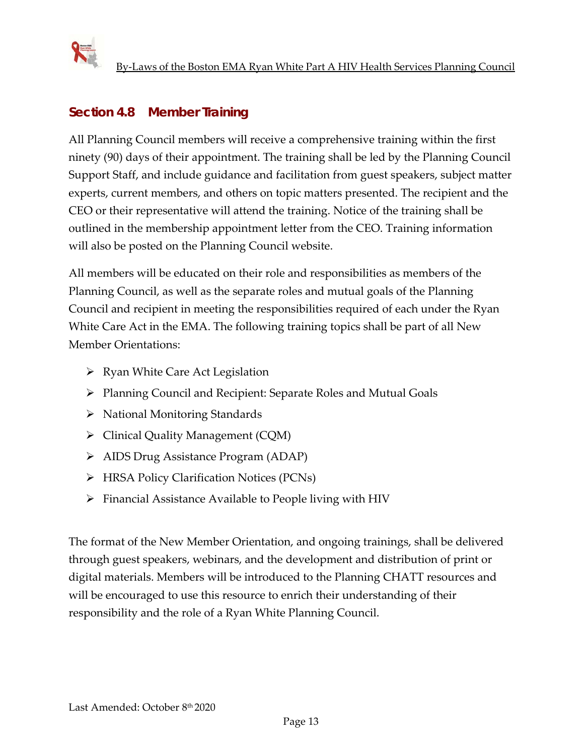## Section 4.8 Member Training

All Planning Council members will receive a comprehensive training within the first ninety (90) days of their appointment. The training shall be led by the Planning Council Support Staff, and include guidance and facilitation from guest speakers, subject matter experts, current members, and others on topic matters presented. The recipient and the CEO or their representative will attend the training. Notice of the training shall be outlined in the membership appointment letter from the CEO. Training information will also be posted on the Planning Council website.

All members will be educated on their role and responsibilities as members of the Planning Council, as well as the separate roles and mutual goals of the Planning Council and recipient in meeting the responsibilities required of each under the Ryan White Care Act in the EMA. The following training topics shall be part of all New Member Orientations:

- Ryan White Care Act Legislation
- Planning Council and Recipient: Separate Roles and Mutual Goals
- National Monitoring Standards
- Clinical Quality Management (CQM)
- AIDS Drug Assistance Program (ADAP)
- HRSA Policy Clarification Notices (PCNs)
- Financial Assistance Available to People living with HIV

The format of the New Member Orientation, and ongoing trainings, shall be delivered through guest speakers, webinars, and the development and distribution of print or digital materials. Members will be introduced to the Planning CHATT resources and will be encouraged to use this resource to enrich their understanding of their responsibility and the role of a Ryan White Planning Council.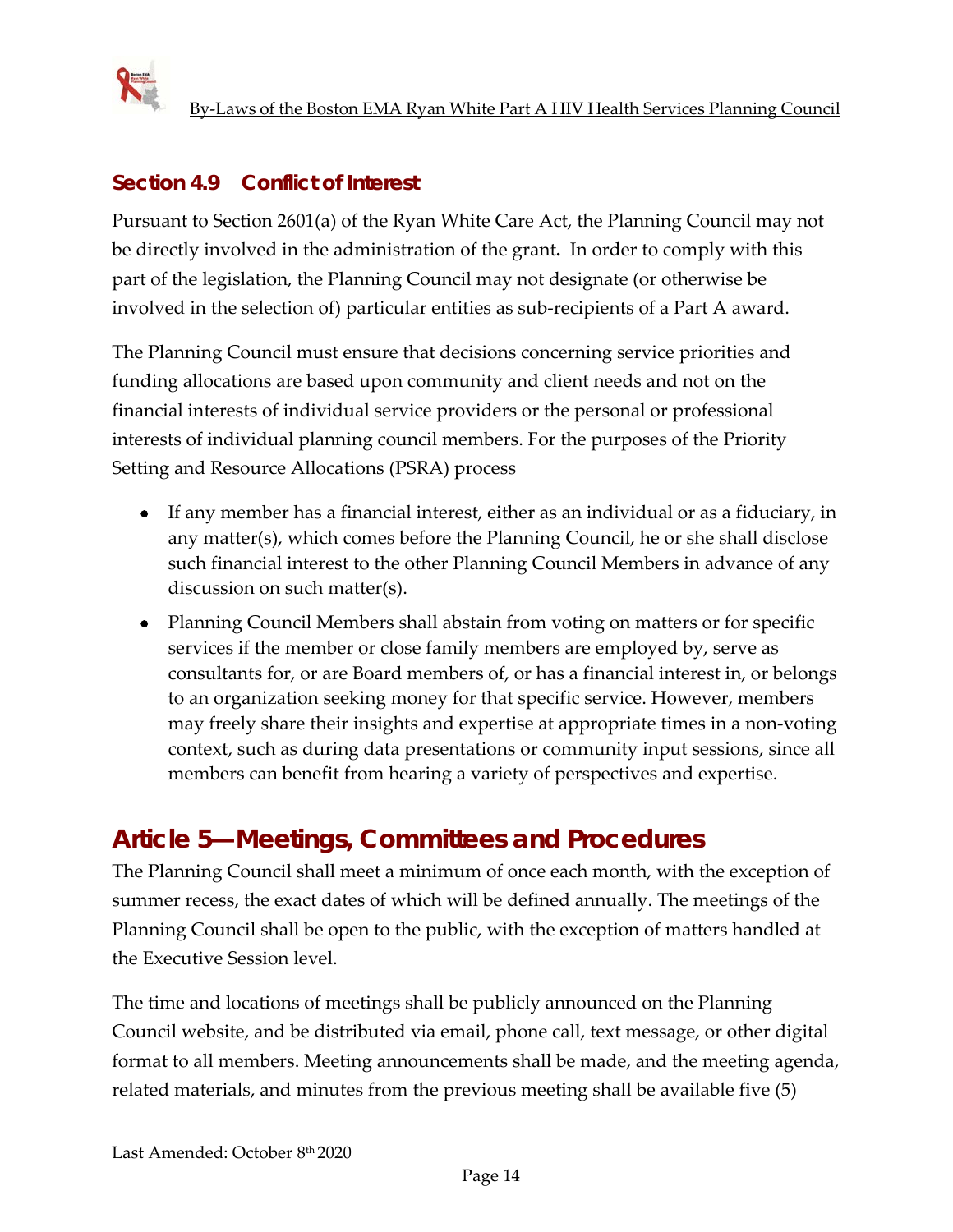### Section 4.9 Conflict of Interest

Pursuant to Section 2601(a) of the Ryan White Care Act, the Planning Council may not be directly involved in the administration of the grant**.** In order to comply with this part of the legislation, the Planning Council may not designate (or otherwise be involved in the selection of) particular entities as sub-recipients of a Part A award.

The Planning Council must ensure that decisions concerning service priorities and funding allocations are based upon community and client needs and not on the financial interests of individual service providers or the personal or professional interests of individual planning council members. For the purposes of the Priority Setting and Resource Allocations (PSRA) process

- If any member has a financial interest, either as an individual or as a fiduciary, in any matter(s), which comes before the Planning Council, he or she shall disclose such financial interest to the other Planning Council Members in advance of any discussion on such matter(s).
- Planning Council Members shall abstain from voting on matters or for specific services if the member or close family members are employed by, serve as consultants for, or are Board members of, or has a financial interest in, or belongs to an organization seeking money for that specific service. However, members may freely share their insights and expertise at appropriate times in a non-voting context, such as during data presentations or community input sessions, since all members can benefit from hearing a variety of perspectives and expertise.

## Article 5—Meetings, Committees and Procedures

The Planning Council shall meet a minimum of once each month, with the exception of summer recess, the exact dates of which will be defined annually. The meetings of the Planning Council shall be open to the public, with the exception of matters handled at the Executive Session level.

The time and locations of meetings shall be publicly announced on the Planning Council website, and be distributed via email, phone call, text message, or other digital format to all members. Meeting announcements shall be made, and the meeting agenda, related materials, and minutes from the previous meeting shall be available five (5)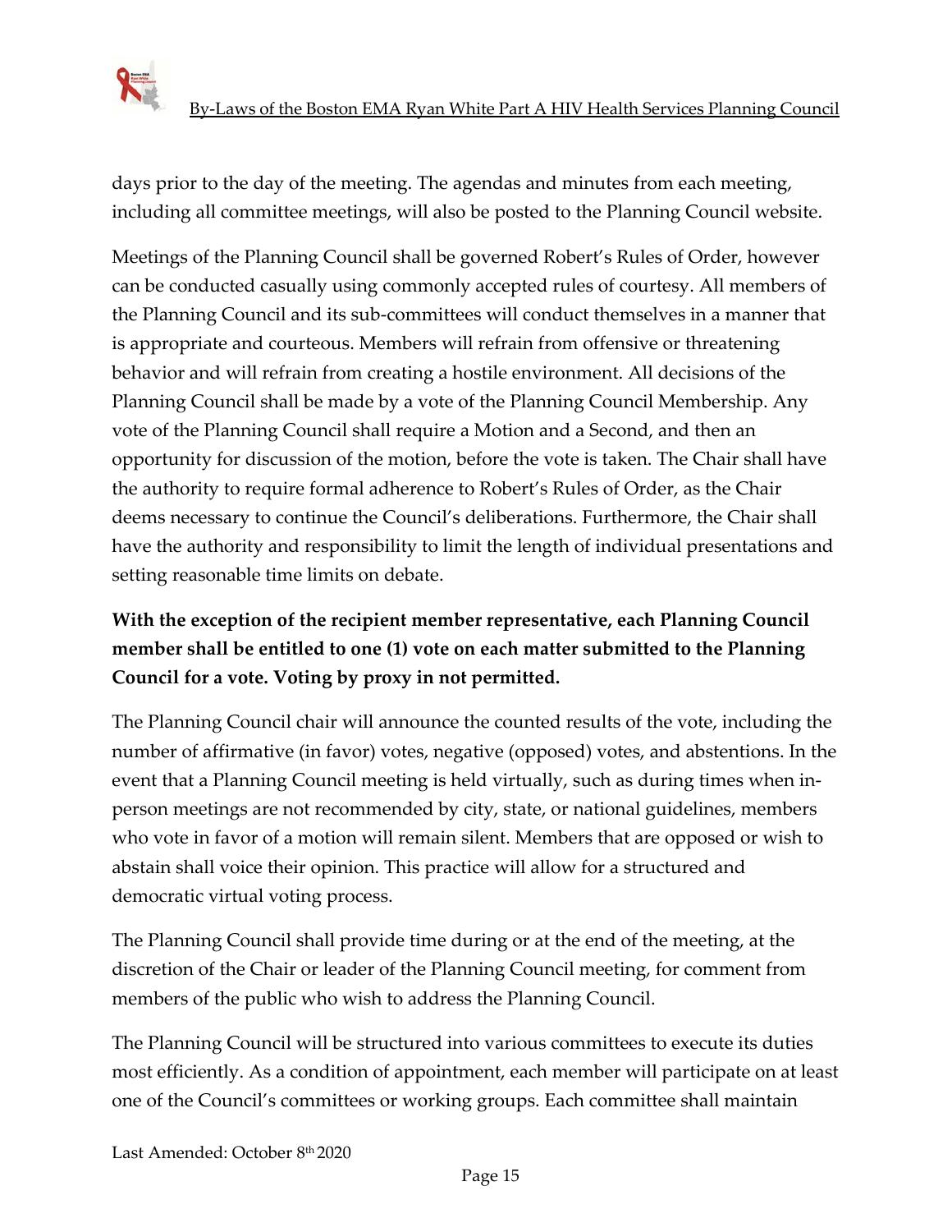days prior to the day of the meeting. The agendas and minutes from each meeting, including all committee meetings, will also be posted to the Planning Council website.

Meetings of the Planning Council shall be governed Robert's Rules of Order, however can be conducted casually using commonly accepted rules of courtesy. All members of the Planning Council and its sub-committees will conduct themselves in a manner that is appropriate and courteous. Members will refrain from offensive or threatening behavior and will refrain from creating a hostile environment. All decisions of the Planning Council shall be made by a vote of the Planning Council Membership. Any vote of the Planning Council shall require a Motion and a Second, and then an opportunity for discussion of the motion, before the vote is taken. The Chair shall have the authority to require formal adherence to Robert's Rules of Order, as the Chair deems necessary to continue the Council's deliberations. Furthermore, the Chair shall have the authority and responsibility to limit the length of individual presentations and setting reasonable time limits on debate.

**With the exception of the recipient member representative, each Planning Council member shall be entitled to one (1) vote on each matter submitted to the Planning Council for a vote. Voting by proxy in not permitted.**

The Planning Council chair will announce the counted results of the vote, including the number of affirmative (in favor) votes, negative (opposed) votes, and abstentions. In the event that a Planning Council meeting is held virtually, such as during times when in-person meetings are not recommended by city, state, or national guidelines, members who vote in favor of a motion will remain silent. Members that are opposed or wish to abstain shall voice their opinion. This practice will allow for a structured and democratic virtual voting process.

The Planning Council shall provide time during or at the end of the meeting, at the discretion of the Chair or leader of the Planning Council meeting, for comment from members of the public who wish to address the Planning Council.

The Planning Council will be structured into various committees to execute its duties most efficiently. As a condition of appointment, each member will participate on at least one of the Council's committees or working groups. Each committee shall maintain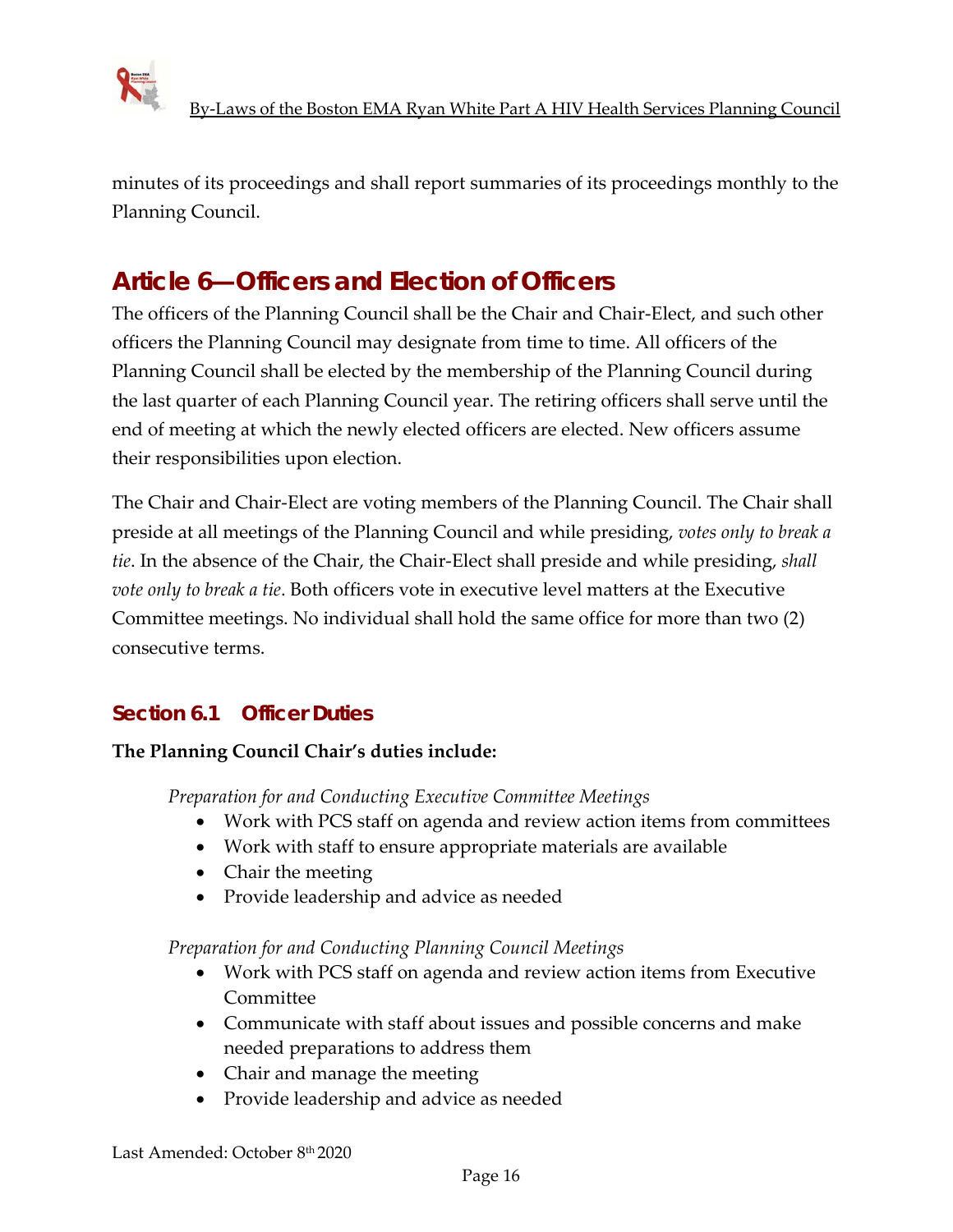minutes of its proceedings and shall report summaries of its proceedings monthly to the Planning Council.

## Article 6—Officers and Election of Officers

The officers of the Planning Council shall be the Chair and Chair-Elect, and such other officers the Planning Council may designate from time to time. All officers of the Planning Council shall be elected by the membership of the Planning Council during the last quarter of each Planning Council year. The retiring officers shall serve until the end of meeting at which the newly elected officers are elected. New officers assume their responsibilities upon election.

The Chair and Chair-Elect are voting members of the Planning Council. The Chair shall preside at all meetings of the Planning Council and while presiding, *votes only to break a tie*. In the absence of the Chair, the Chair-Elect shall preside and while presiding, *shall vote only to break a tie*. Both officers vote in executive level matters at the Executive Committee meetings. No individual shall hold the same office for more than two (2) consecutive terms.

### Section 6.1 Officer Duties

**The Planning Council Chair's duties include:**

*Preparation for and Conducting Executive Committee Meetings*

- Work with PCS staff on agenda and review action items from committees
- Work with staff to ensure appropriate materials are available
- Chair the meeting
- Provide leadership and advice as needed

*Preparation for and Conducting Planning Council Meetings*

- Work with PCS staff on agenda and review action items from Executive Committee
- Communicate with staff about issues and possible concerns and make needed preparations to address them
- Chair and manage the meeting
- Provide leadership and advice as needed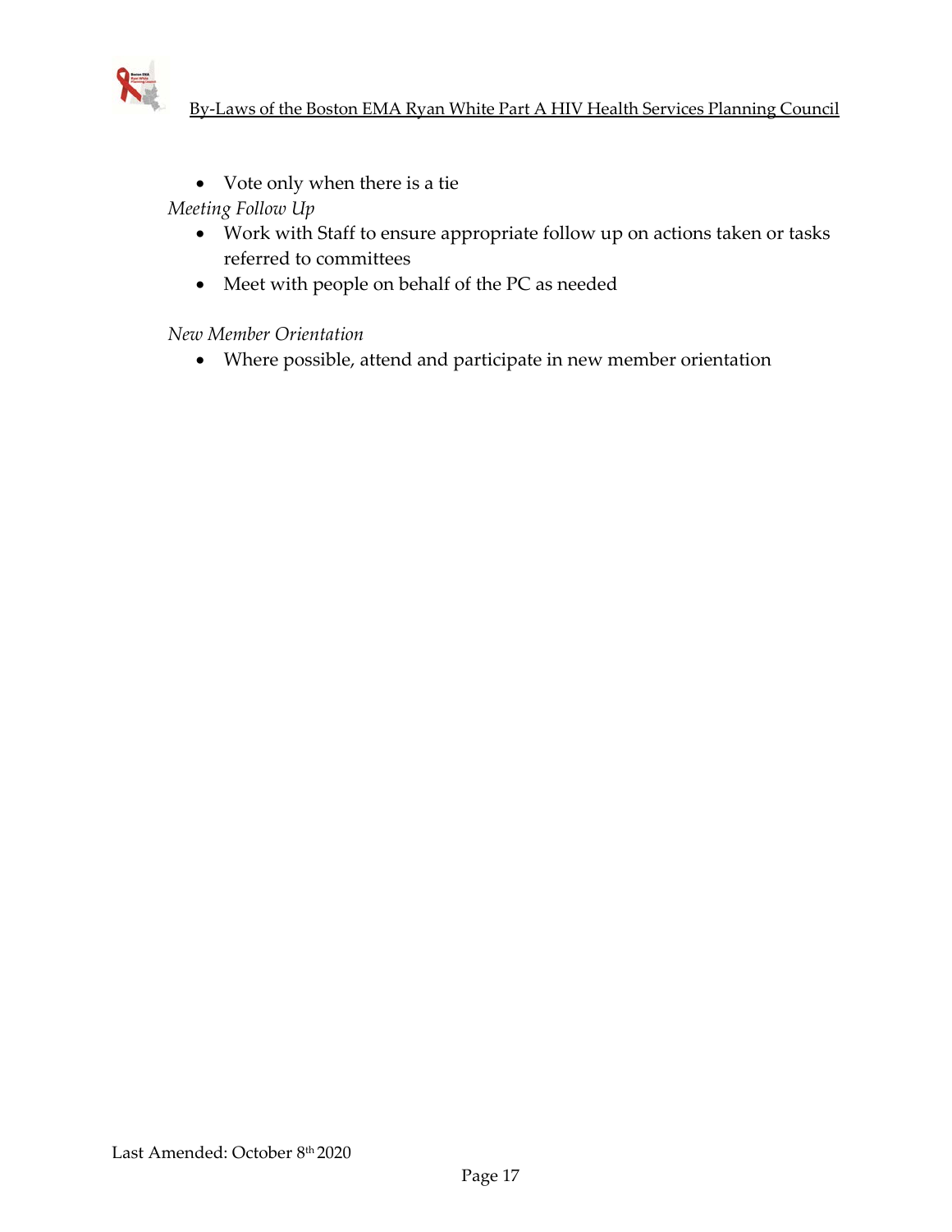- Vote only when there is a tie

*Meeting Follow Up*

- Work with Staff to ensure appropriate follow up on actions taken or tasks referred to committees
- Meet with people on behalf of the PC as needed

*New Member Orientation*

- Where possible, attend and participate in new member orientation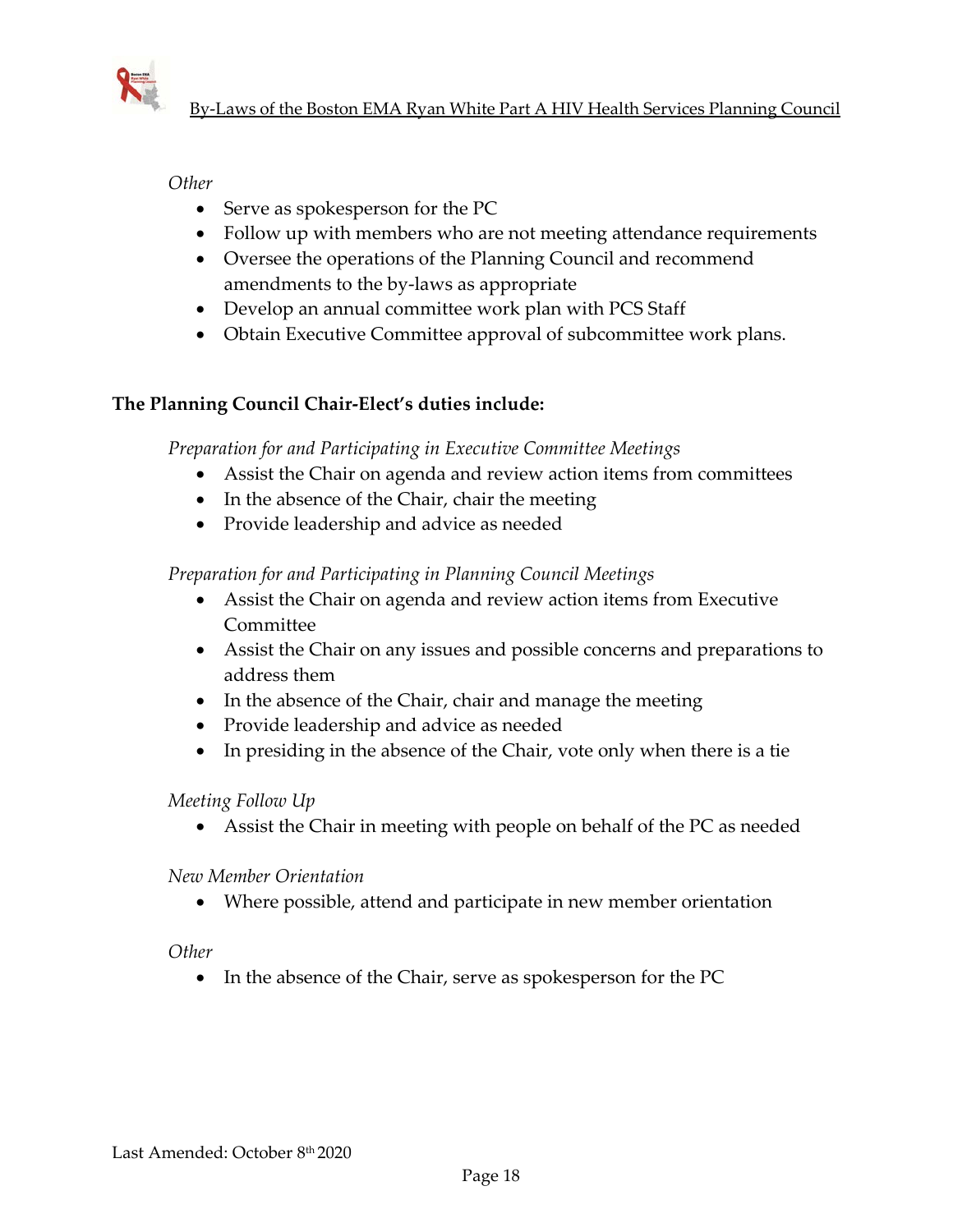*Other*

- Serve as spokesperson for the PC
- Follow up with members who are not meeting attendance requirements
- Oversee the operations of the Planning Council and recommend amendments to the by-laws as appropriate
- Develop an annual committee work plan with PCS Staff
- Obtain Executive Committee approval of subcommittee work plans.

**The Planning Council Chair-Elect's duties include:**

*Preparation for and Participating in Executive Committee Meetings*

- Assist the Chair on agenda and review action items from committees
- In the absence of the Chair, chair the meeting
- Provide leadership and advice as needed

*Preparation for and Participating in Planning Council Meetings*

- Assist the Chair on agenda and review action items from Executive Committee
- Assist the Chair on any issues and possible concerns and preparations to address them
- In the absence of the Chair, chair and manage the meeting
- Provide leadership and advice as needed
- In presiding in the absence of the Chair, vote only when there is a tie

*Meeting Follow Up*

- Assist the Chair in meeting with people on behalf of the PC as needed

*New Member Orientation*

- Where possible, attend and participate in new member orientation

*Other*

- In the absence of the Chair, serve as spokesperson for the PC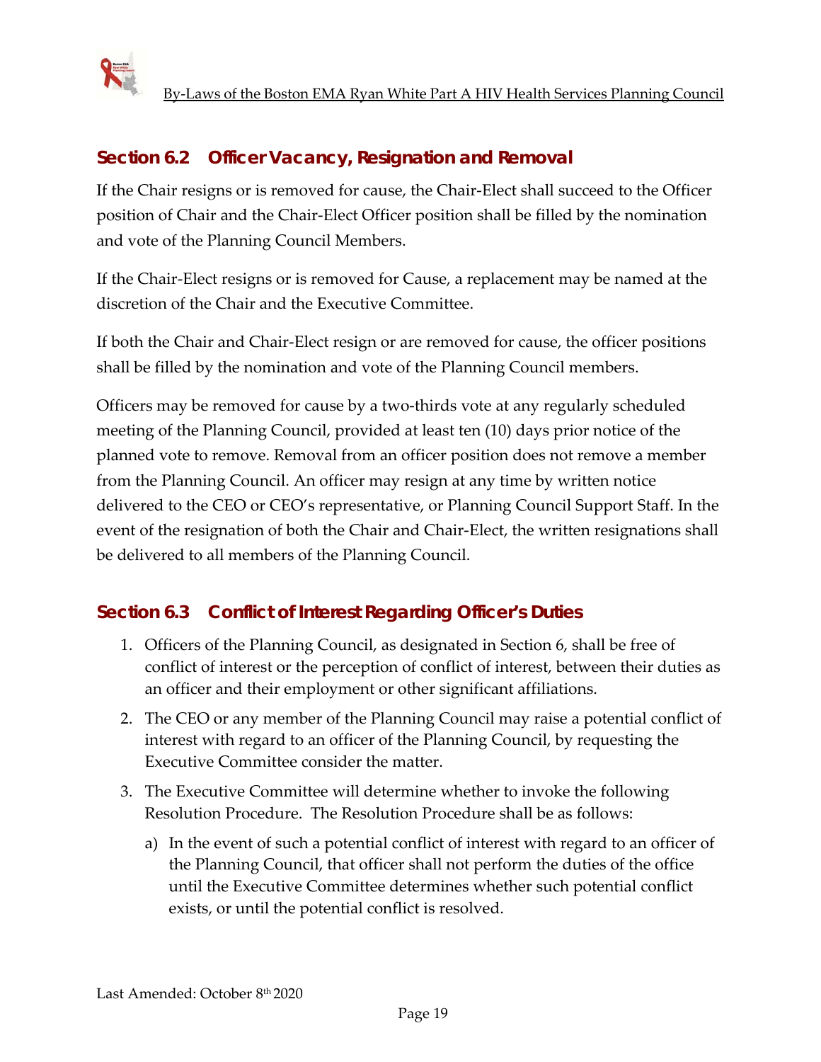## Section 6.2 Officer Vacancy, Resignation and Removal

If the Chair resigns or is removed for cause, the Chair-Elect shall succeed to the Officer position of Chair and the Chair-Elect Officer position shall be filled by the nomination and vote of the Planning Council Members.

If the Chair-Elect resigns or is removed for Cause, a replacement may be named at the discretion of the Chair and the Executive Committee.

If both the Chair and Chair-Elect resign or are removed for cause, the officer positions shall be filled by the nomination and vote of the Planning Council members.

Officers may be removed for cause by a two-thirds vote at any regularly scheduled meeting of the Planning Council, provided at least ten (10) days prior notice of the planned vote to remove. Removal from an officer position does not remove a member from the Planning Council. An officer may resign at any time by written notice delivered to the CEO or CEO's representative, or Planning Council Support Staff. In the event of the resignation of both the Chair and Chair-Elect, the written resignations shall be delivered to all members of the Planning Council.

## Section 6.3 Conflict of Interest Regarding Officer's Duties

1. Officers of the Planning Council, as designated in Section 6, shall be free of conflict of interest or the perception of conflict of interest, between their duties as an officer and their employment or other significant affiliations.
2. The CEO or any member of the Planning Council may raise a potential conflict of interest with regard to an officer of the Planning Council, by requesting the Executive Committee consider the matter.
3. The Executive Committee will determine whether to invoke the following Resolution Procedure. The Resolution Procedure shall be as follows:
   a) In the event of such a potential conflict of interest with regard to an officer of the Planning Council, that officer shall not perform the duties of the office until the Executive Committee determines whether such potential conflict exists, or until the potential conflict is resolved.

Last Amended: October 8th 2020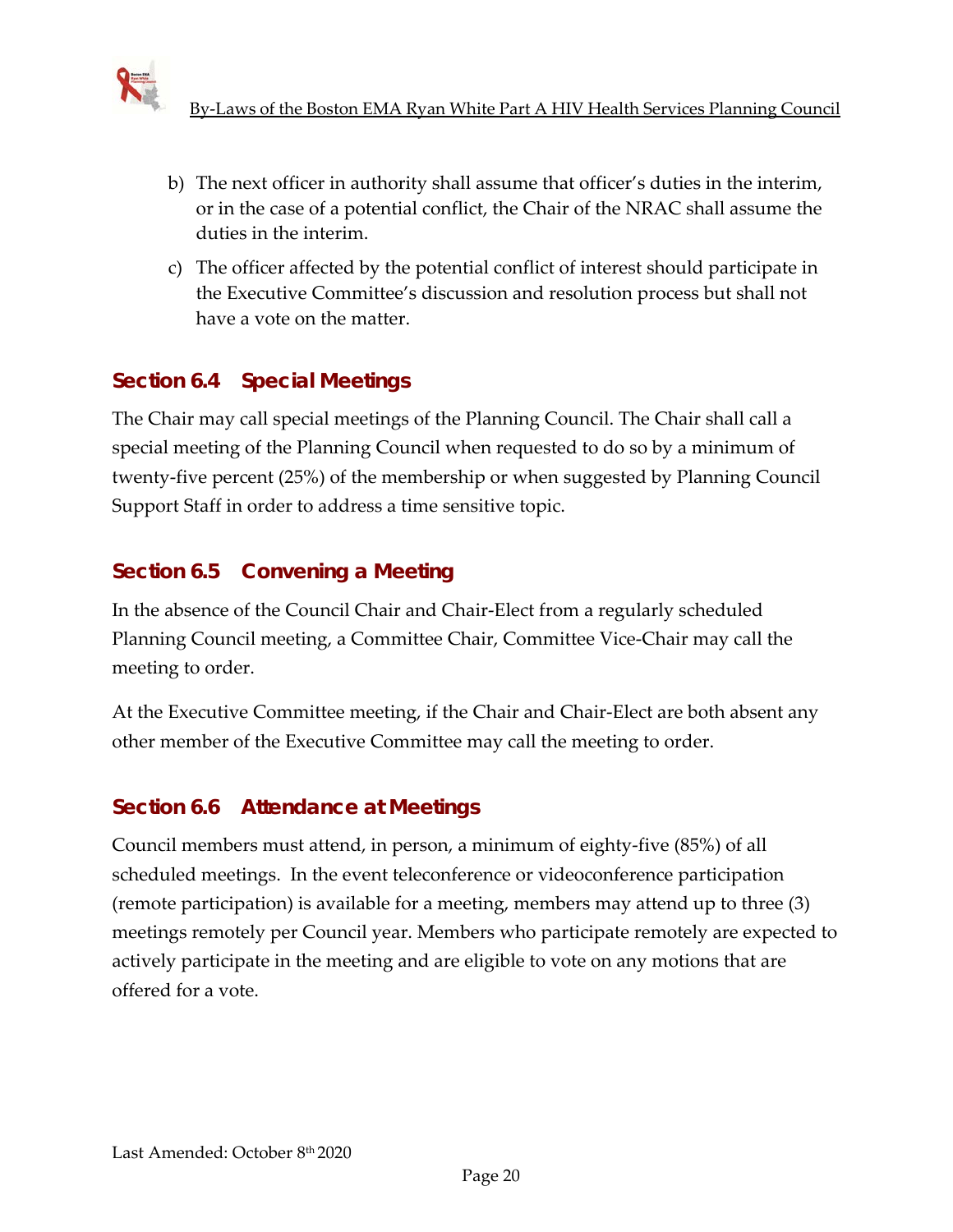b) The next officer in authority shall assume that officer's duties in the interim, or in the case of a potential conflict, the Chair of the NRAC shall assume the duties in the interim.

c) The officer affected by the potential conflict of interest should participate in the Executive Committee's discussion and resolution process but shall not have a vote on the matter.

### Section 6.4 Special Meetings

The Chair may call special meetings of the Planning Council. The Chair shall call a special meeting of the Planning Council when requested to do so by a minimum of twenty-five percent (25%) of the membership or when suggested by Planning Council Support Staff in order to address a time sensitive topic.

### Section 6.5 Convening a Meeting

In the absence of the Council Chair and Chair-Elect from a regularly scheduled Planning Council meeting, a Committee Chair, Committee Vice-Chair may call the meeting to order.

At the Executive Committee meeting, if the Chair and Chair-Elect are both absent any other member of the Executive Committee may call the meeting to order.

### Section 6.6 Attendance at Meetings

Council members must attend, in person, a minimum of eighty-five (85%) of all scheduled meetings. In the event teleconference or videoconference participation (remote participation) is available for a meeting, members may attend up to three (3) meetings remotely per Council year. Members who participate remotely are expected to actively participate in the meeting and are eligible to vote on any motions that are offered for a vote.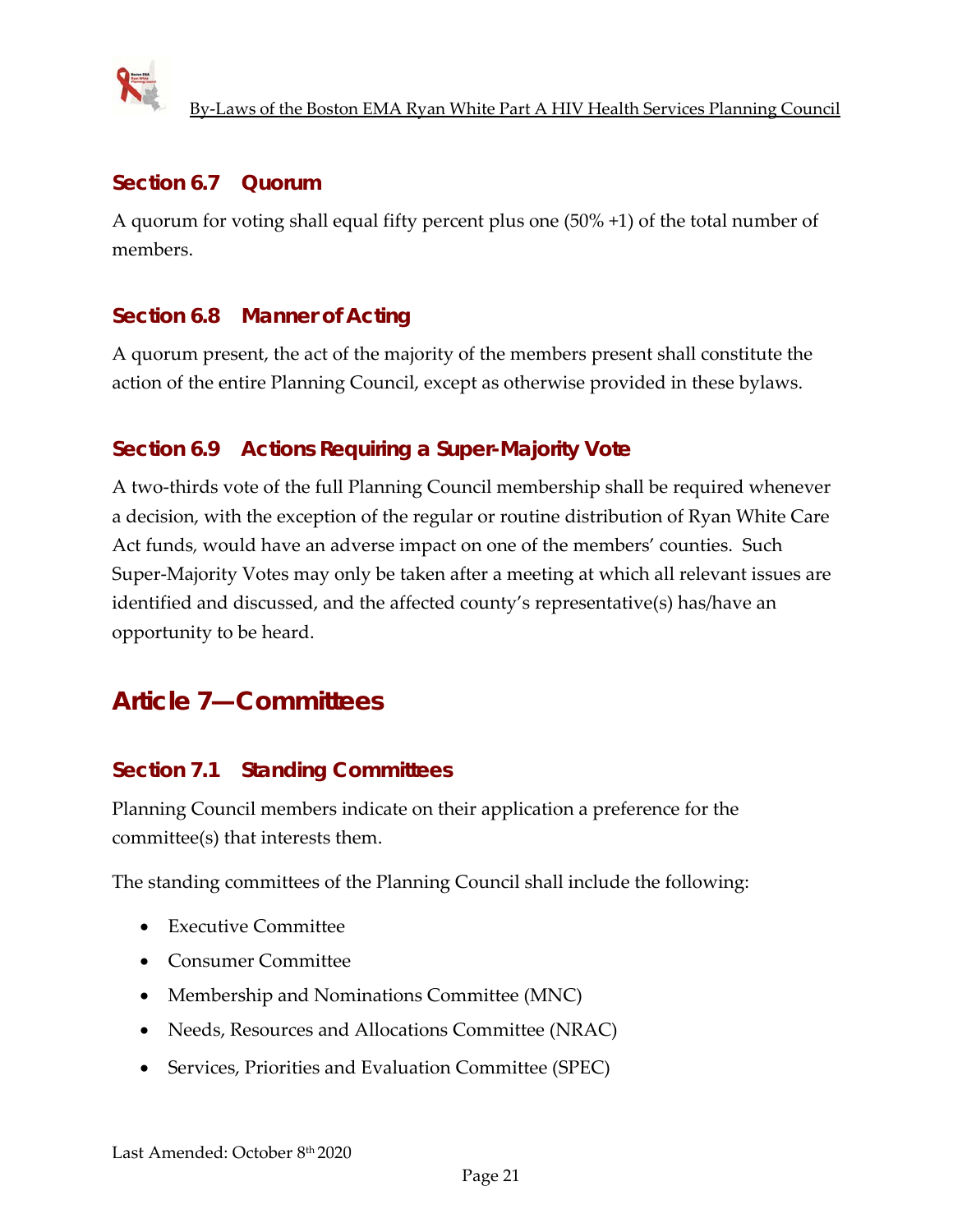### Section 6.7 Quorum

A quorum for voting shall equal fifty percent plus one (50% +1) of the total number of members.

### Section 6.8 Manner of Acting

A quorum present, the act of the majority of the members present shall constitute the action of the entire Planning Council, except as otherwise provided in these bylaws.

### Section 6.9 Actions Requiring a Super-Majority Vote

A two-thirds vote of the full Planning Council membership shall be required whenever a decision, with the exception of the regular or routine distribution of Ryan White Care Act funds, would have an adverse impact on one of the members' counties. Such Super-Majority Votes may only be taken after a meeting at which all relevant issues are identified and discussed, and the affected county's representative(s) has/have an opportunity to be heard.

## Article 7—Committees

### Section 7.1 Standing Committees

Planning Council members indicate on their application a preference for the committee(s) that interests them.

The standing committees of the Planning Council shall include the following:

- Executive Committee
- Consumer Committee
- Membership and Nominations Committee (MNC)
- Needs, Resources and Allocations Committee (NRAC)
- Services, Priorities and Evaluation Committee (SPEC)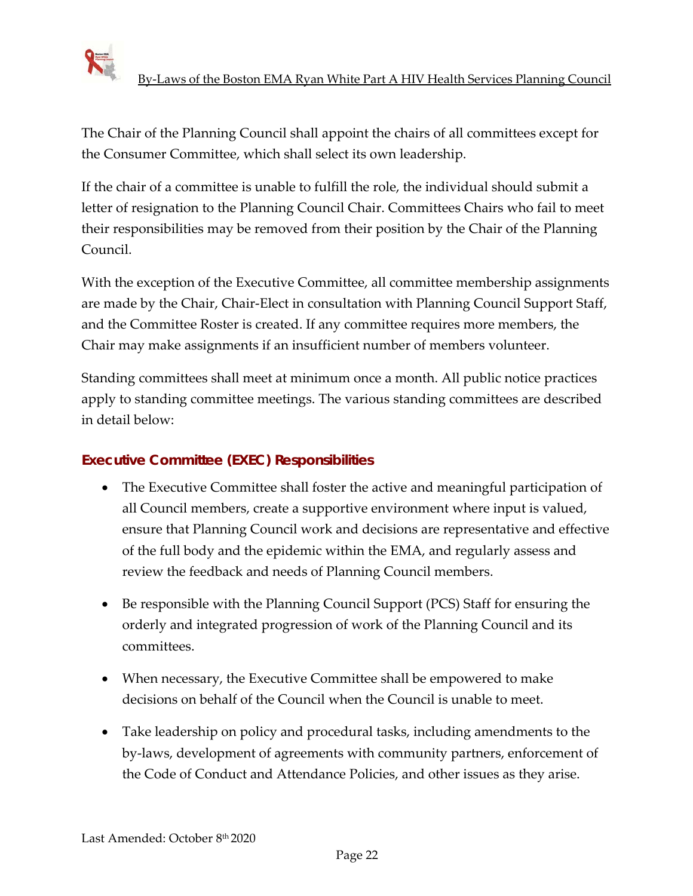The Chair of the Planning Council shall appoint the chairs of all committees except for the Consumer Committee, which shall select its own leadership.

If the chair of a committee is unable to fulfill the role, the individual should submit a letter of resignation to the Planning Council Chair. Committees Chairs who fail to meet their responsibilities may be removed from their position by the Chair of the Planning Council.

With the exception of the Executive Committee, all committee membership assignments are made by the Chair, Chair-Elect in consultation with Planning Council Support Staff, and the Committee Roster is created. If any committee requires more members, the Chair may make assignments if an insufficient number of members volunteer.

Standing committees shall meet at minimum once a month. All public notice practices apply to standing committee meetings. The various standing committees are described in detail below:

### Executive Committee (EXEC) Responsibilities

- The Executive Committee shall foster the active and meaningful participation of all Council members, create a supportive environment where input is valued, ensure that Planning Council work and decisions are representative and effective of the full body and the epidemic within the EMA, and regularly assess and review the feedback and needs of Planning Council members.
- Be responsible with the Planning Council Support (PCS) Staff for ensuring the orderly and integrated progression of work of the Planning Council and its committees.
- When necessary, the Executive Committee shall be empowered to make decisions on behalf of the Council when the Council is unable to meet.
- Take leadership on policy and procedural tasks, including amendments to the by-laws, development of agreements with community partners, enforcement of the Code of Conduct and Attendance Policies, and other issues as they arise.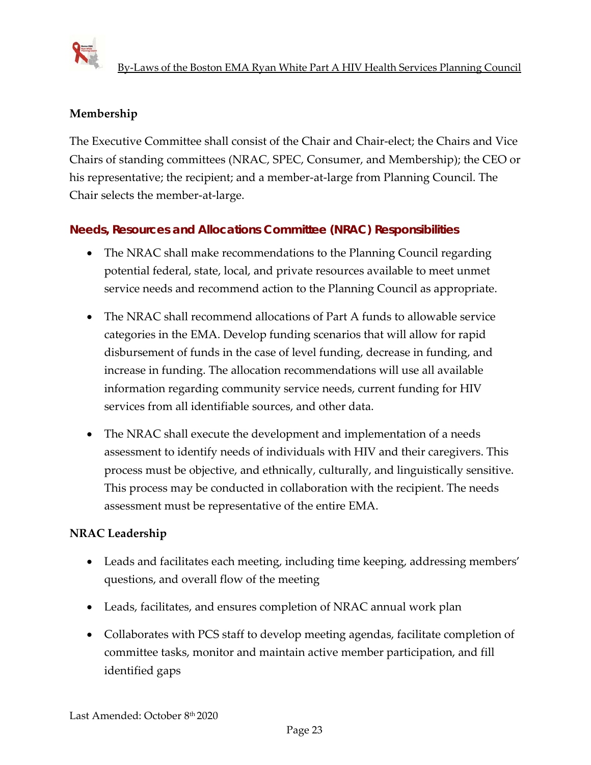**Membership**

The Executive Committee shall consist of the Chair and Chair-elect; the Chairs and Vice Chairs of standing committees (NRAC, SPEC, Consumer, and Membership); the CEO or his representative; the recipient; and a member-at-large from Planning Council. The Chair selects the member-at-large.

### Needs, Resources and Allocations Committee (NRAC) Responsibilities

- The NRAC shall make recommendations to the Planning Council regarding potential federal, state, local, and private resources available to meet unmet service needs and recommend action to the Planning Council as appropriate.
- The NRAC shall recommend allocations of Part A funds to allowable service categories in the EMA. Develop funding scenarios that will allow for rapid disbursement of funds in the case of level funding, decrease in funding, and increase in funding. The allocation recommendations will use all available information regarding community service needs, current funding for HIV services from all identifiable sources, and other data.
- The NRAC shall execute the development and implementation of a needs assessment to identify needs of individuals with HIV and their caregivers. This process must be objective, and ethnically, culturally, and linguistically sensitive. This process may be conducted in collaboration with the recipient. The needs assessment must be representative of the entire EMA.

**NRAC Leadership**

- Leads and facilitates each meeting, including time keeping, addressing members' questions, and overall flow of the meeting
- Leads, facilitates, and ensures completion of NRAC annual work plan
- Collaborates with PCS staff to develop meeting agendas, facilitate completion of committee tasks, monitor and maintain active member participation, and fill identified gaps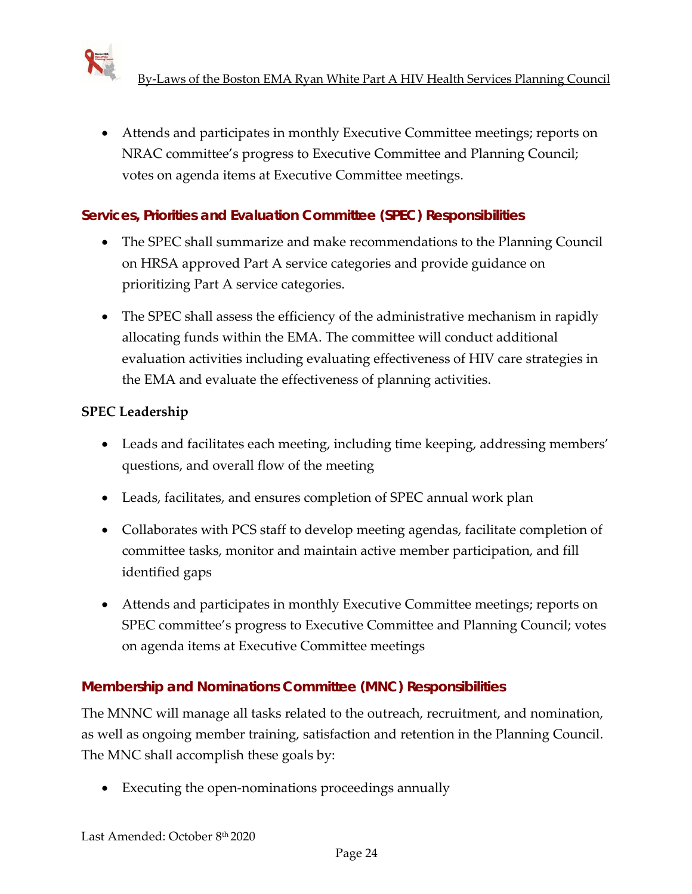- Attends and participates in monthly Executive Committee meetings; reports on NRAC committee's progress to Executive Committee and Planning Council; votes on agenda items at Executive Committee meetings.

### Services, Priorities and Evaluation Committee (SPEC) Responsibilities

- The SPEC shall summarize and make recommendations to the Planning Council on HRSA approved Part A service categories and provide guidance on prioritizing Part A service categories.
- The SPEC shall assess the efficiency of the administrative mechanism in rapidly allocating funds within the EMA. The committee will conduct additional evaluation activities including evaluating effectiveness of HIV care strategies in the EMA and evaluate the effectiveness of planning activities.

**SPEC Leadership**

- Leads and facilitates each meeting, including time keeping, addressing members' questions, and overall flow of the meeting
- Leads, facilitates, and ensures completion of SPEC annual work plan
- Collaborates with PCS staff to develop meeting agendas, facilitate completion of committee tasks, monitor and maintain active member participation, and fill identified gaps
- Attends and participates in monthly Executive Committee meetings; reports on SPEC committee's progress to Executive Committee and Planning Council; votes on agenda items at Executive Committee meetings

### Membership and Nominations Committee (MNC) Responsibilities

The MNNC will manage all tasks related to the outreach, recruitment, and nomination, as well as ongoing member training, satisfaction and retention in the Planning Council. The MNC shall accomplish these goals by:

- Executing the open-nominations proceedings annually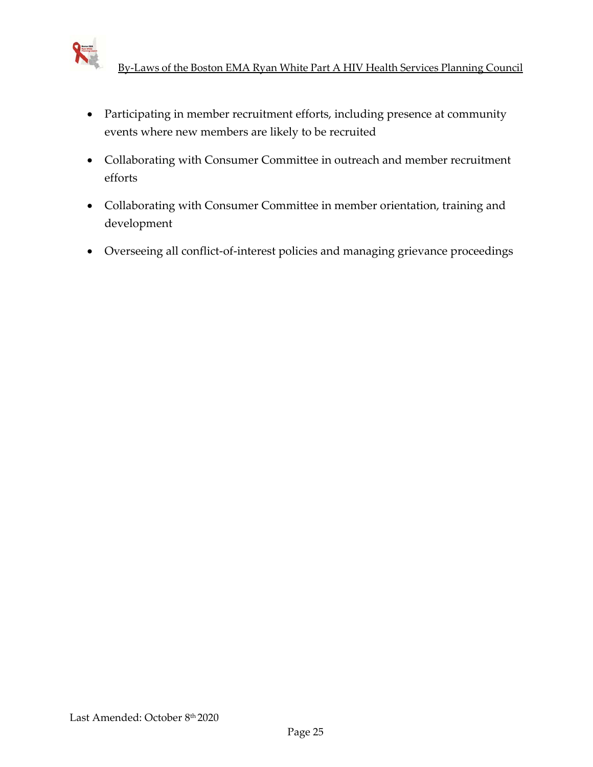- Participating in member recruitment efforts, including presence at community events where new members are likely to be recruited
- Collaborating with Consumer Committee in outreach and member recruitment efforts
- Collaborating with Consumer Committee in member orientation, training and development
- Overseeing all conflict-of-interest policies and managing grievance proceedings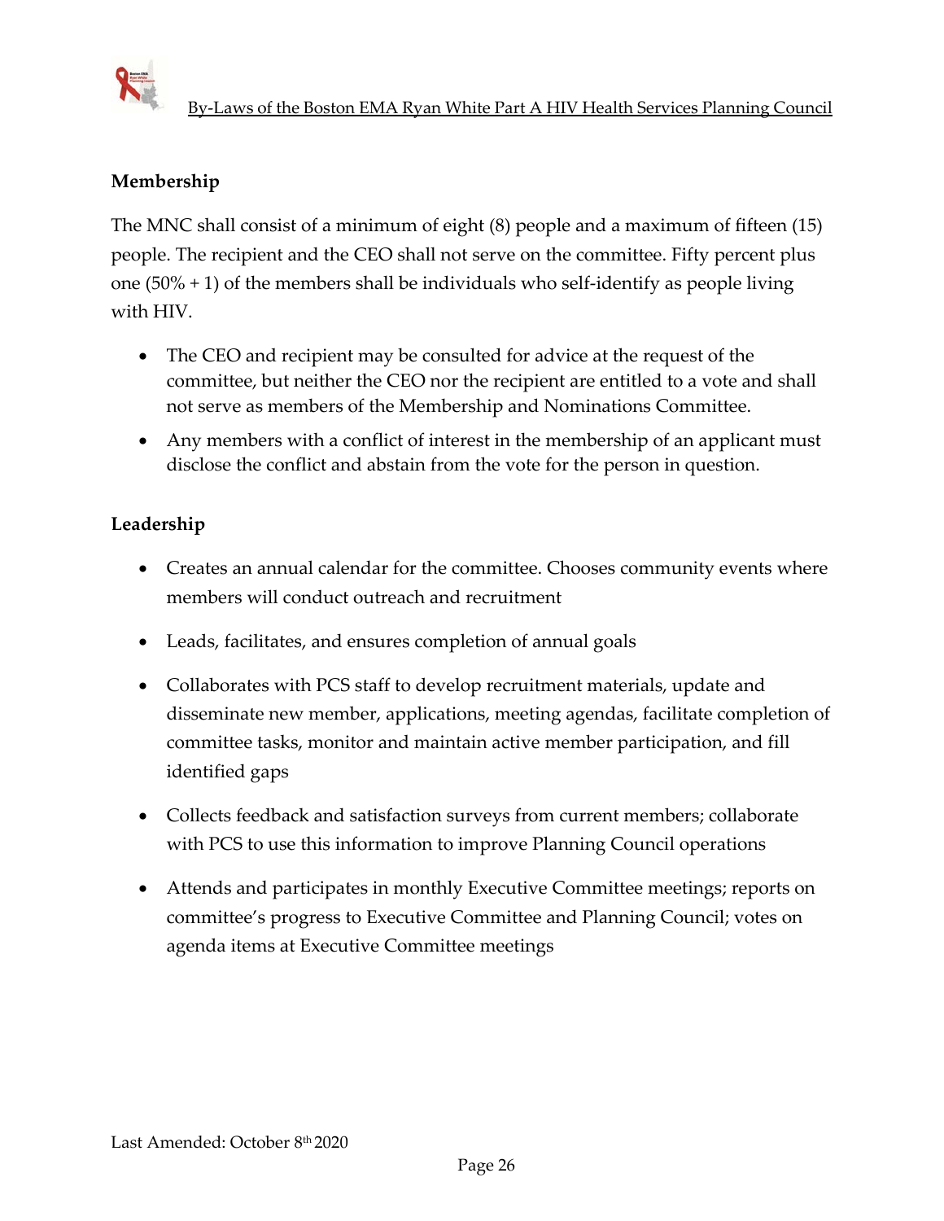### Membership

The MNC shall consist of a minimum of eight (8) people and a maximum of fifteen (15) people. The recipient and the CEO shall not serve on the committee. Fifty percent plus one (50% + 1) of the members shall be individuals who self-identify as people living with HIV.

- The CEO and recipient may be consulted for advice at the request of the committee, but neither the CEO nor the recipient are entitled to a vote and shall not serve as members of the Membership and Nominations Committee.
- Any members with a conflict of interest in the membership of an applicant must disclose the conflict and abstain from the vote for the person in question.

### Leadership

- Creates an annual calendar for the committee. Chooses community events where members will conduct outreach and recruitment
- Leads, facilitates, and ensures completion of annual goals
- Collaborates with PCS staff to develop recruitment materials, update and disseminate new member, applications, meeting agendas, facilitate completion of committee tasks, monitor and maintain active member participation, and fill identified gaps
- Collects feedback and satisfaction surveys from current members; collaborate with PCS to use this information to improve Planning Council operations
- Attends and participates in monthly Executive Committee meetings; reports on committee's progress to Executive Committee and Planning Council; votes on agenda items at Executive Committee meetings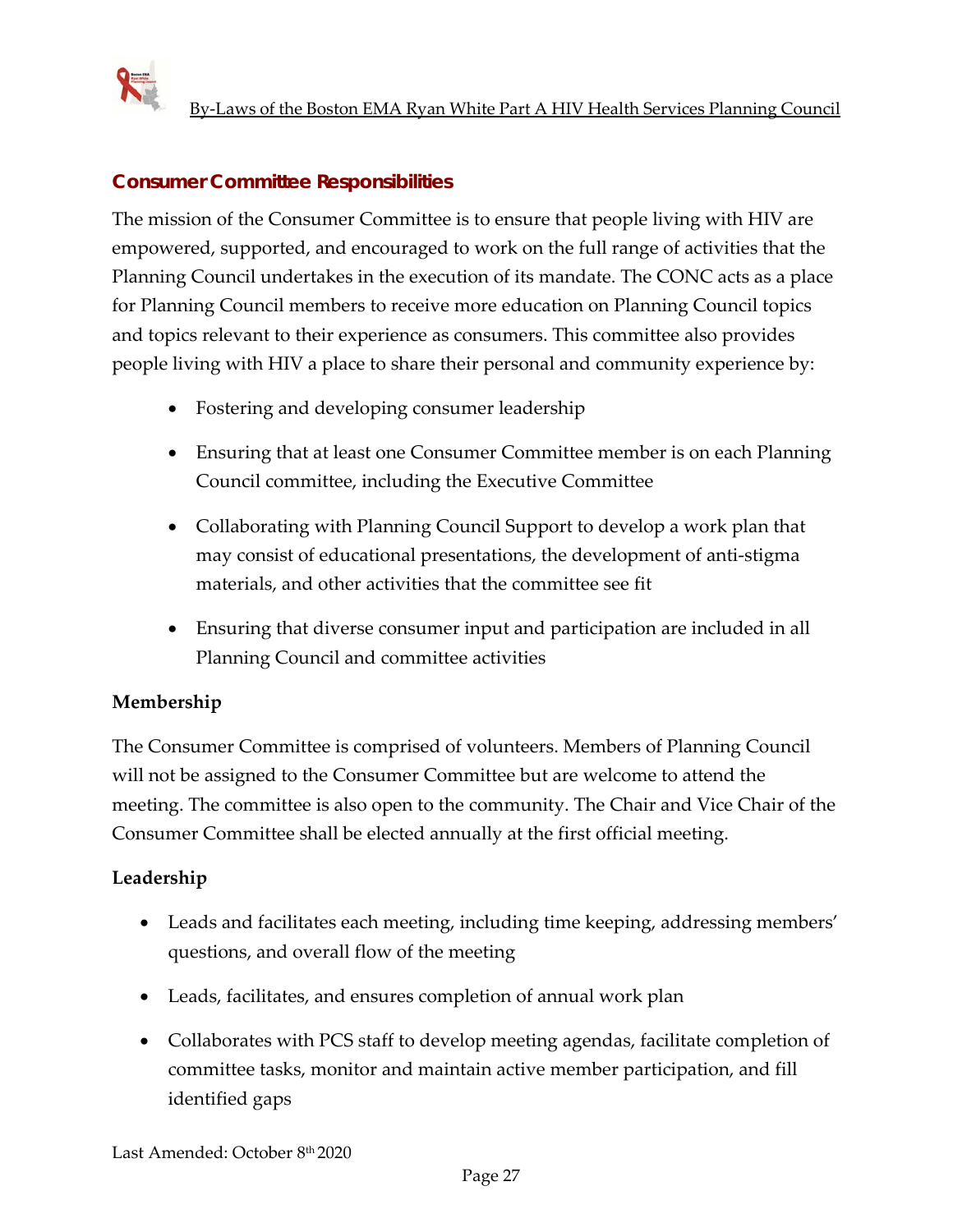## Consumer Committee Responsibilities

The mission of the Consumer Committee is to ensure that people living with HIV are empowered, supported, and encouraged to work on the full range of activities that the Planning Council undertakes in the execution of its mandate. The CONC acts as a place for Planning Council members to receive more education on Planning Council topics and topics relevant to their experience as consumers. This committee also provides people living with HIV a place to share their personal and community experience by:

- Fostering and developing consumer leadership
- Ensuring that at least one Consumer Committee member is on each Planning Council committee, including the Executive Committee
- Collaborating with Planning Council Support to develop a work plan that may consist of educational presentations, the development of anti-stigma materials, and other activities that the committee see fit
- Ensuring that diverse consumer input and participation are included in all Planning Council and committee activities

### Membership

The Consumer Committee is comprised of volunteers. Members of Planning Council will not be assigned to the Consumer Committee but are welcome to attend the meeting. The committee is also open to the community. The Chair and Vice Chair of the Consumer Committee shall be elected annually at the first official meeting.

### Leadership

- Leads and facilitates each meeting, including time keeping, addressing members' questions, and overall flow of the meeting
- Leads, facilitates, and ensures completion of annual work plan
- Collaborates with PCS staff to develop meeting agendas, facilitate completion of committee tasks, monitor and maintain active member participation, and fill identified gaps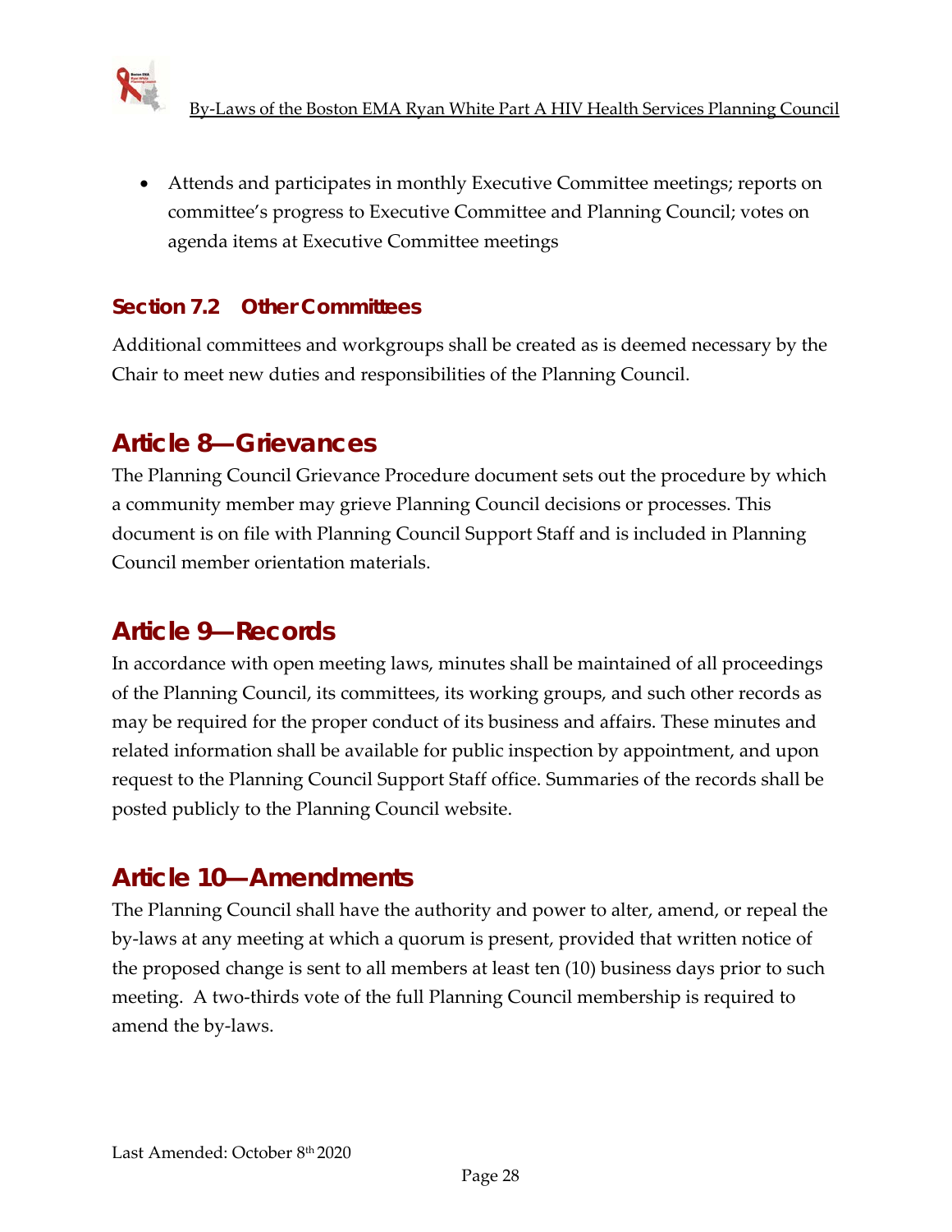- Attends and participates in monthly Executive Committee meetings; reports on committee's progress to Executive Committee and Planning Council; votes on agenda items at Executive Committee meetings

### Section 7.2 Other Committees

Additional committees and workgroups shall be created as is deemed necessary by the Chair to meet new duties and responsibilities of the Planning Council.

## Article 8—Grievances

The Planning Council Grievance Procedure document sets out the procedure by which a community member may grieve Planning Council decisions or processes. This document is on file with Planning Council Support Staff and is included in Planning Council member orientation materials.

## Article 9—Records

In accordance with open meeting laws, minutes shall be maintained of all proceedings of the Planning Council, its committees, its working groups, and such other records as may be required for the proper conduct of its business and affairs. These minutes and related information shall be available for public inspection by appointment, and upon request to the Planning Council Support Staff office. Summaries of the records shall be posted publicly to the Planning Council website.

## Article 10—Amendments

The Planning Council shall have the authority and power to alter, amend, or repeal the by-laws at any meeting at which a quorum is present, provided that written notice of the proposed change is sent to all members at least ten (10) business days prior to such meeting. A two-thirds vote of the full Planning Council membership is required to amend the by-laws.